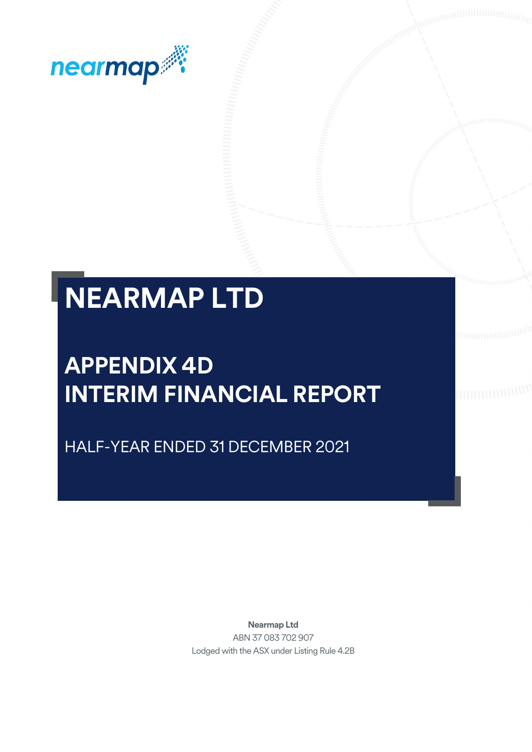nearmap

# NEARMAP LTD

## APPENDIX 4D
## INTERIM FINANCIAL REPORT

HALF-YEAR ENDED 31 DECEMBER 2021

**Nearmap Ltd**
ABN 37 083 702 907
Lodged with the ASX under Listing Rule 4.2B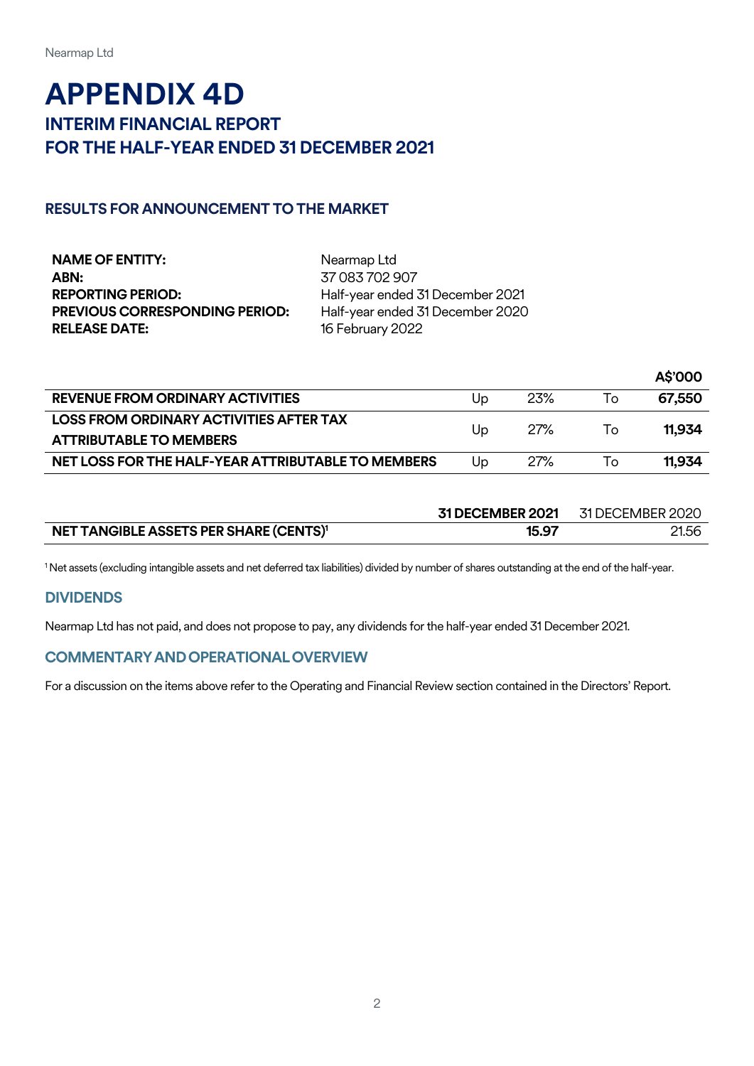# APPENDIX 4D

## INTERIM FINANCIAL REPORT
## FOR THE HALF-YEAR ENDED 31 DECEMBER 2021

### RESULTS FOR ANNOUNCEMENT TO THE MARKET

| | |
|---|---|
| **NAME OF ENTITY:** | Nearmap Ltd |
| **ABN:** | 37 083 702 907 |
| **REPORTING PERIOD:** | Half-year ended 31 December 2021 |
| **PREVIOUS CORRESPONDING PERIOD:** | Half-year ended 31 December 2020 |
| **RELEASE DATE:** | 16 February 2022 |

| | | | | **A$'000** |
|---|---|---|---|---|
| **REVENUE FROM ORDINARY ACTIVITIES** | Up | 23% | To | **67,550** |
| **LOSS FROM ORDINARY ACTIVITIES AFTER TAX ATTRIBUTABLE TO MEMBERS** | Up | 27% | To | **11,934** |
| **NET LOSS FOR THE HALF-YEAR ATTRIBUTABLE TO MEMBERS** | Up | 27% | To | **11,934** |

| | **31 DECEMBER 2021** | 31 DECEMBER 2020 |
|---|---|---|
| **NET TANGIBLE ASSETS PER SHARE (CENTS)[1]** | **15.97** | 21.56 |

[1] Net assets (excluding intangible assets and net deferred tax liabilities) divided by number of shares outstanding at the end of the half-year.

### DIVIDENDS

Nearmap Ltd has not paid, and does not propose to pay, any dividends for the half-year ended 31 December 2021.

### COMMENTARY AND OPERATIONAL OVERVIEW

For a discussion on the items above refer to the Operating and Financial Review section contained in the Directors' Report.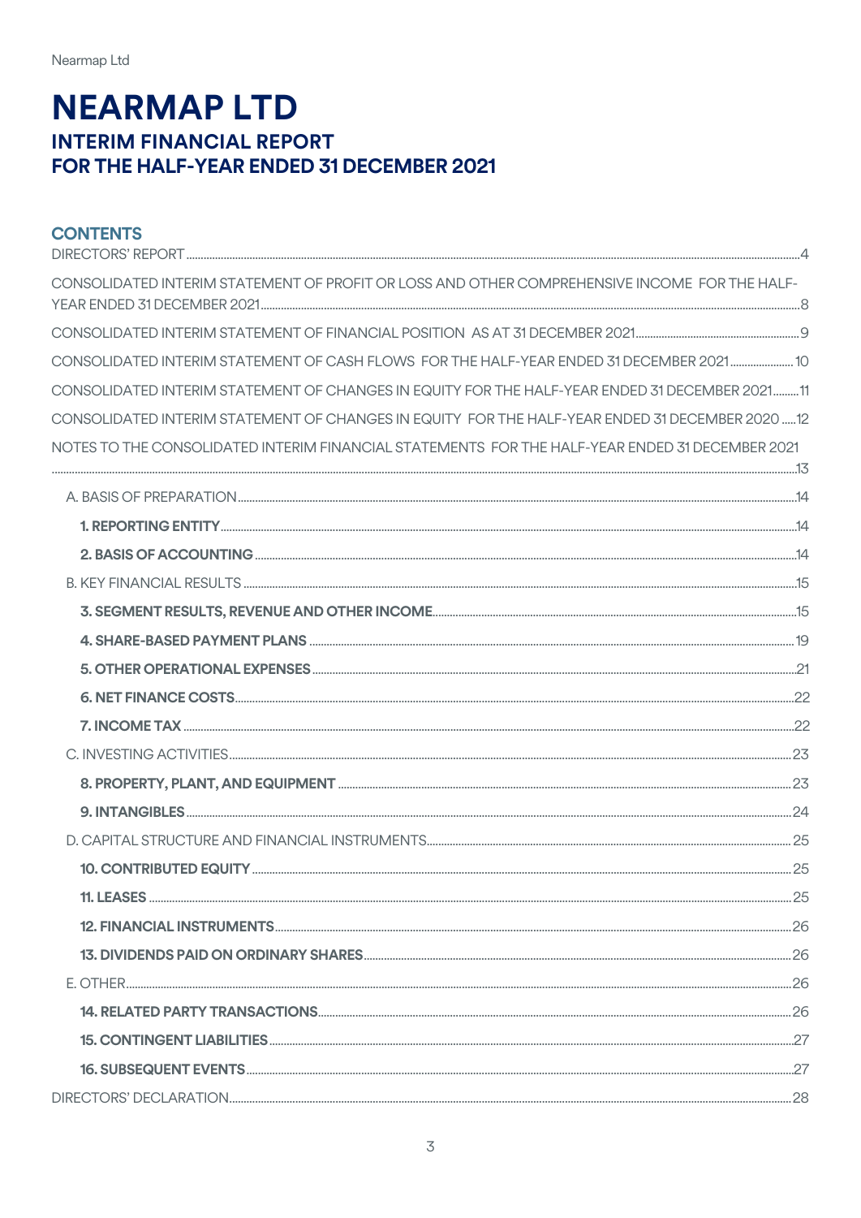# NEARMAP LTD

## INTERIM FINANCIAL REPORT
## FOR THE HALF-YEAR ENDED 31 DECEMBER 2021

### CONTENTS

DIRECTORS' REPORT ..... 4

CONSOLIDATED INTERIM STATEMENT OF PROFIT OR LOSS AND OTHER COMPREHENSIVE INCOME FOR THE HALF-YEAR ENDED 31 DECEMBER 2021 ..... 8

CONSOLIDATED INTERIM STATEMENT OF FINANCIAL POSITION AS AT 31 DECEMBER 2021 ..... 9

CONSOLIDATED INTERIM STATEMENT OF CASH FLOWS FOR THE HALF-YEAR ENDED 31 DECEMBER 2021 ..... 10

CONSOLIDATED INTERIM STATEMENT OF CHANGES IN EQUITY FOR THE HALF-YEAR ENDED 31 DECEMBER 2021 ..... 11

CONSOLIDATED INTERIM STATEMENT OF CHANGES IN EQUITY FOR THE HALF-YEAR ENDED 31 DECEMBER 2020 ..... 12

NOTES TO THE CONSOLIDATED INTERIM FINANCIAL STATEMENTS FOR THE HALF-YEAR ENDED 31 DECEMBER 2021 ..... 13

- A. BASIS OF PREPARATION ..... 14
  - **1. REPORTING ENTITY** ..... 14
  - **2. BASIS OF ACCOUNTING** ..... 14
- B. KEY FINANCIAL RESULTS ..... 15
  - **3. SEGMENT RESULTS, REVENUE AND OTHER INCOME** ..... 15
  - **4. SHARE-BASED PAYMENT PLANS** ..... 19
  - **5. OTHER OPERATIONAL EXPENSES** ..... 21
  - **6. NET FINANCE COSTS** ..... 22
  - **7. INCOME TAX** ..... 22
- C. INVESTING ACTIVITIES ..... 23
  - **8. PROPERTY, PLANT, AND EQUIPMENT** ..... 23
  - **9. INTANGIBLES** ..... 24
- D. CAPITAL STRUCTURE AND FINANCIAL INSTRUMENTS ..... 25
  - **10. CONTRIBUTED EQUITY** ..... 25
  - **11. LEASES** ..... 25
  - **12. FINANCIAL INSTRUMENTS** ..... 26
  - **13. DIVIDENDS PAID ON ORDINARY SHARES** ..... 26
- E. OTHER ..... 26
  - **14. RELATED PARTY TRANSACTIONS** ..... 26
  - **15. CONTINGENT LIABILITIES** ..... 27
  - **16. SUBSEQUENT EVENTS** ..... 27

DIRECTORS' DECLARATION ..... 28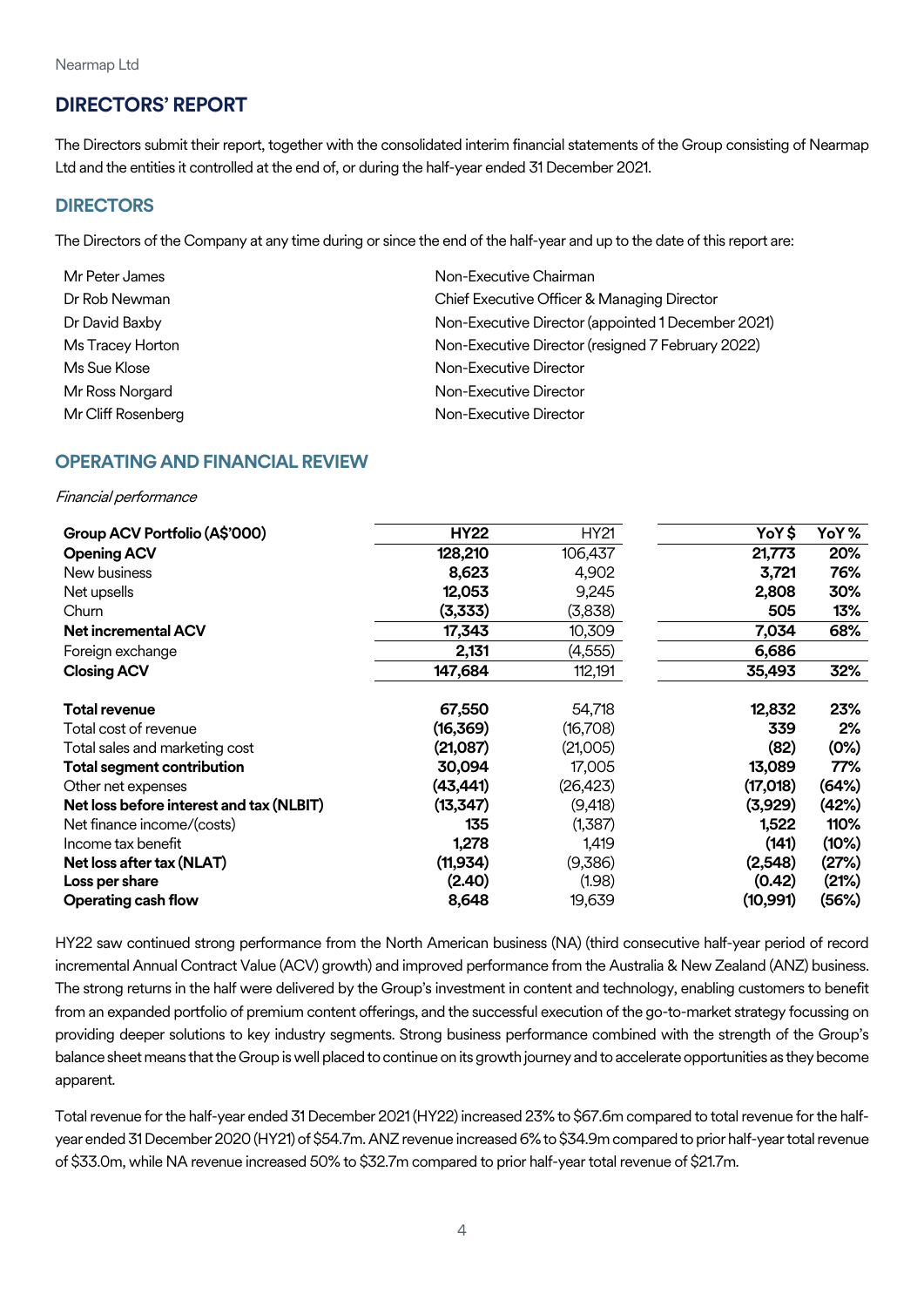# DIRECTORS' REPORT

The Directors submit their report, together with the consolidated interim financial statements of the Group consisting of Nearmap Ltd and the entities it controlled at the end of, or during the half-year ended 31 December 2021.

## DIRECTORS

The Directors of the Company at any time during or since the end of the half-year and up to the date of this report are:

| | |
|---|---|
| Mr Peter James | Non-Executive Chairman |
| Dr Rob Newman | Chief Executive Officer & Managing Director |
| Dr David Baxby | Non-Executive Director (appointed 1 December 2021) |
| Ms Tracey Horton | Non-Executive Director (resigned 7 February 2022) |
| Ms Sue Klose | Non-Executive Director |
| Mr Ross Norgard | Non-Executive Director |
| Mr Cliff Rosenberg | Non-Executive Director |

## OPERATING AND FINANCIAL REVIEW

*Financial performance*

| Group ACV Portfolio (A$'000) | HY22 | HY21 | YoY $ | YoY % |
|---|---|---|---|---|
| **Opening ACV** | **128,210** | 106,437 | **21,773** | **20%** |
| New business | **8,623** | 4,902 | **3,721** | **76%** |
| Net upsells | **12,053** | 9,245 | **2,808** | **30%** |
| Churn | **(3,333)** | (3,838) | **505** | **13%** |
| **Net incremental ACV** | **17,343** | 10,309 | **7,034** | **68%** |
| Foreign exchange | **2,131** | (4,555) | **6,686** | |
| **Closing ACV** | **147,684** | 112,191 | **35,493** | **32%** |
| | | | | |
| **Total revenue** | **67,550** | 54,718 | **12,832** | **23%** |
| Total cost of revenue | **(16,369)** | (16,708) | **339** | **2%** |
| Total sales and marketing cost | **(21,087)** | (21,005) | **(82)** | **(0%)** |
| **Total segment contribution** | **30,094** | 17,005 | **13,089** | **77%** |
| Other net expenses | **(43,441)** | (26,423) | **(17,018)** | **(64%)** |
| **Net loss before interest and tax (NLBIT)** | **(13,347)** | (9,418) | **(3,929)** | **(42%)** |
| Net finance income/(costs) | **135** | (1,387) | **1,522** | **110%** |
| Income tax benefit | **1,278** | 1,419 | **(141)** | **(10%)** |
| **Net loss after tax (NLAT)** | **(11,934)** | (9,386) | **(2,548)** | **(27%)** |
| **Loss per share** | **(2.40)** | (1.98) | **(0.42)** | **(21%)** |
| **Operating cash flow** | **8,648** | 19,639 | **(10,991)** | **(56%)** |

HY22 saw continued strong performance from the North American business (NA) (third consecutive half-year period of record incremental Annual Contract Value (ACV) growth) and improved performance from the Australia & New Zealand (ANZ) business. The strong returns in the half were delivered by the Group's investment in content and technology, enabling customers to benefit from an expanded portfolio of premium content offerings, and the successful execution of the go-to-market strategy focussing on providing deeper solutions to key industry segments. Strong business performance combined with the strength of the Group's balance sheet means that the Group is well placed to continue on its growth journey and to accelerate opportunities as they become apparent.

Total revenue for the half-year ended 31 December 2021 (HY22) increased 23% to $67.6m compared to total revenue for the half-year ended 31 December 2020 (HY21) of $54.7m. ANZ revenue increased 6% to $34.9m compared to prior half-year total revenue of $33.0m, while NA revenue increased 50% to $32.7m compared to prior half-year total revenue of $21.7m.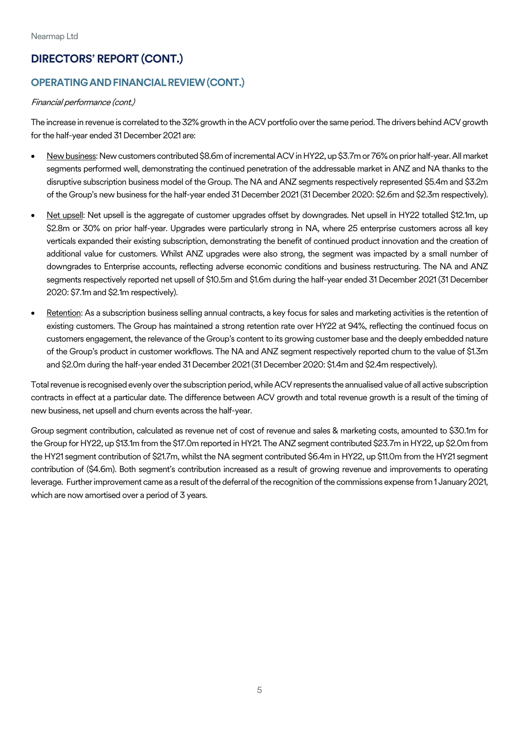## DIRECTORS' REPORT (CONT.)

### OPERATING AND FINANCIAL REVIEW (CONT.)

*Financial performance (cont.)*

The increase in revenue is correlated to the 32% growth in the ACV portfolio over the same period. The drivers behind ACV growth for the half-year ended 31 December 2021 are:

- New business: New customers contributed $8.6m of incremental ACV in HY22, up $3.7m or 76% on prior half-year. All market segments performed well, demonstrating the continued penetration of the addressable market in ANZ and NA thanks to the disruptive subscription business model of the Group. The NA and ANZ segments respectively represented $5.4m and $3.2m of the Group's new business for the half-year ended 31 December 2021 (31 December 2020: $2.6m and $2.3m respectively).
- Net upsell: Net upsell is the aggregate of customer upgrades offset by downgrades. Net upsell in HY22 totalled $12.1m, up $2.8m or 30% on prior half-year. Upgrades were particularly strong in NA, where 25 enterprise customers across all key verticals expanded their existing subscription, demonstrating the benefit of continued product innovation and the creation of additional value for customers. Whilst ANZ upgrades were also strong, the segment was impacted by a small number of downgrades to Enterprise accounts, reflecting adverse economic conditions and business restructuring. The NA and ANZ segments respectively reported net upsell of $10.5m and $1.6m during the half-year ended 31 December 2021 (31 December 2020: $7.1m and $2.1m respectively).
- Retention: As a subscription business selling annual contracts, a key focus for sales and marketing activities is the retention of existing customers. The Group has maintained a strong retention rate over HY22 at 94%, reflecting the continued focus on customers engagement, the relevance of the Group's content to its growing customer base and the deeply embedded nature of the Group's product in customer workflows. The NA and ANZ segment respectively reported churn to the value of $1.3m and $2.0m during the half-year ended 31 December 2021 (31 December 2020: $1.4m and $2.4m respectively).

Total revenue is recognised evenly over the subscription period, while ACV represents the annualised value of all active subscription contracts in effect at a particular date. The difference between ACV growth and total revenue growth is a result of the timing of new business, net upsell and churn events across the half-year.

Group segment contribution, calculated as revenue net of cost of revenue and sales & marketing costs, amounted to $30.1m for the Group for HY22, up $13.1m from the $17.0m reported in HY21. The ANZ segment contributed $23.7m in HY22, up $2.0m from the HY21 segment contribution of $21.7m, whilst the NA segment contributed $6.4m in HY22, up $11.0m from the HY21 segment contribution of ($4.6m). Both segment's contribution increased as a result of growing revenue and improvements to operating leverage. Further improvement came as a result of the deferral of the recognition of the commissions expense from 1 January 2021, which are now amortised over a period of 3 years.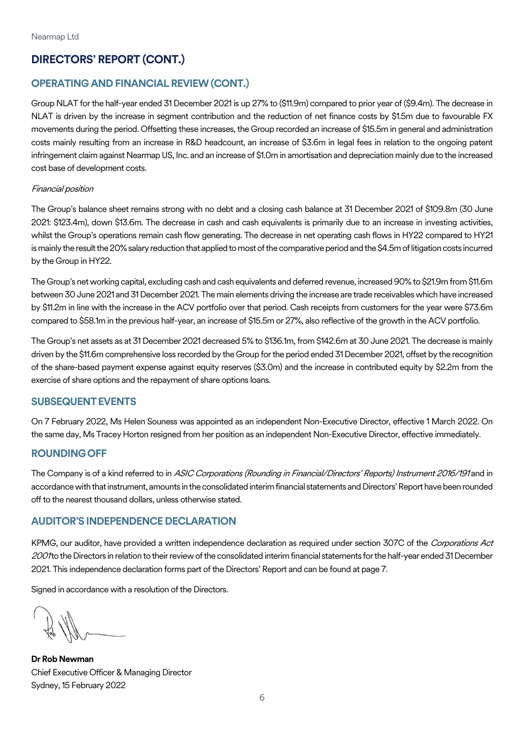## DIRECTORS' REPORT (CONT.)

### OPERATING AND FINANCIAL REVIEW (CONT.)

Group NLAT for the half-year ended 31 December 2021 is up 27% to ($11.9m) compared to prior year of ($9.4m). The decrease in NLAT is driven by the increase in segment contribution and the reduction of net finance costs by $1.5m due to favourable FX movements during the period. Offsetting these increases, the Group recorded an increase of $15.5m in general and administration costs mainly resulting from an increase in R&D headcount, an increase of $3.6m in legal fees in relation to the ongoing patent infringement claim against Nearmap US, Inc. and an increase of $1.0m in amortisation and depreciation mainly due to the increased cost base of development costs.

*Financial position*

The Group's balance sheet remains strong with no debt and a closing cash balance at 31 December 2021 of $109.8m (30 June 2021: $123.4m), down $13.6m. The decrease in cash and cash equivalents is primarily due to an increase in investing activities, whilst the Group's operations remain cash flow generating. The decrease in net operating cash flows in HY22 compared to HY21 is mainly the result the 20% salary reduction that applied to most of the comparative period and the $4.5m of litigation costs incurred by the Group in HY22.

The Group's net working capital, excluding cash and cash equivalents and deferred revenue, increased 90% to $21.9m from $11.6m between 30 June 2021 and 31 December 2021. The main elements driving the increase are trade receivables which have increased by $11.2m in line with the increase in the ACV portfolio over that period. Cash receipts from customers for the year were $73.6m compared to $58.1m in the previous half-year, an increase of $15.5m or 27%, also reflective of the growth in the ACV portfolio.

The Group's net assets as at 31 December 2021 decreased 5% to $136.1m, from $142.6m at 30 June 2021. The decrease is mainly driven by the $11.6m comprehensive loss recorded by the Group for the period ended 31 December 2021, offset by the recognition of the share-based payment expense against equity reserves ($3.0m) and the increase in contributed equity by $2.2m from the exercise of share options and the repayment of share options loans.

### SUBSEQUENT EVENTS

On 7 February 2022, Ms Helen Souness was appointed as an independent Non-Executive Director, effective 1 March 2022. On the same day, Ms Tracey Horton resigned from her position as an independent Non-Executive Director, effective immediately.

### ROUNDING OFF

The Company is of a kind referred to in *ASIC Corporations (Rounding in Financial/Directors' Reports) Instrument 2016/191* and in accordance with that instrument, amounts in the consolidated interim financial statements and Directors' Report have been rounded off to the nearest thousand dollars, unless otherwise stated.

### AUDITOR'S INDEPENDENCE DECLARATION

KPMG, our auditor, have provided a written independence declaration as required under section 307C of the *Corporations Act 2001* to the Directors in relation to their review of the consolidated interim financial statements for the half-year ended 31 December 2021. This independence declaration forms part of the Directors' Report and can be found at page 7.

Signed in accordance with a resolution of the Directors.

**Dr Rob Newman**
Chief Executive Officer & Managing Director
Sydney, 15 February 2022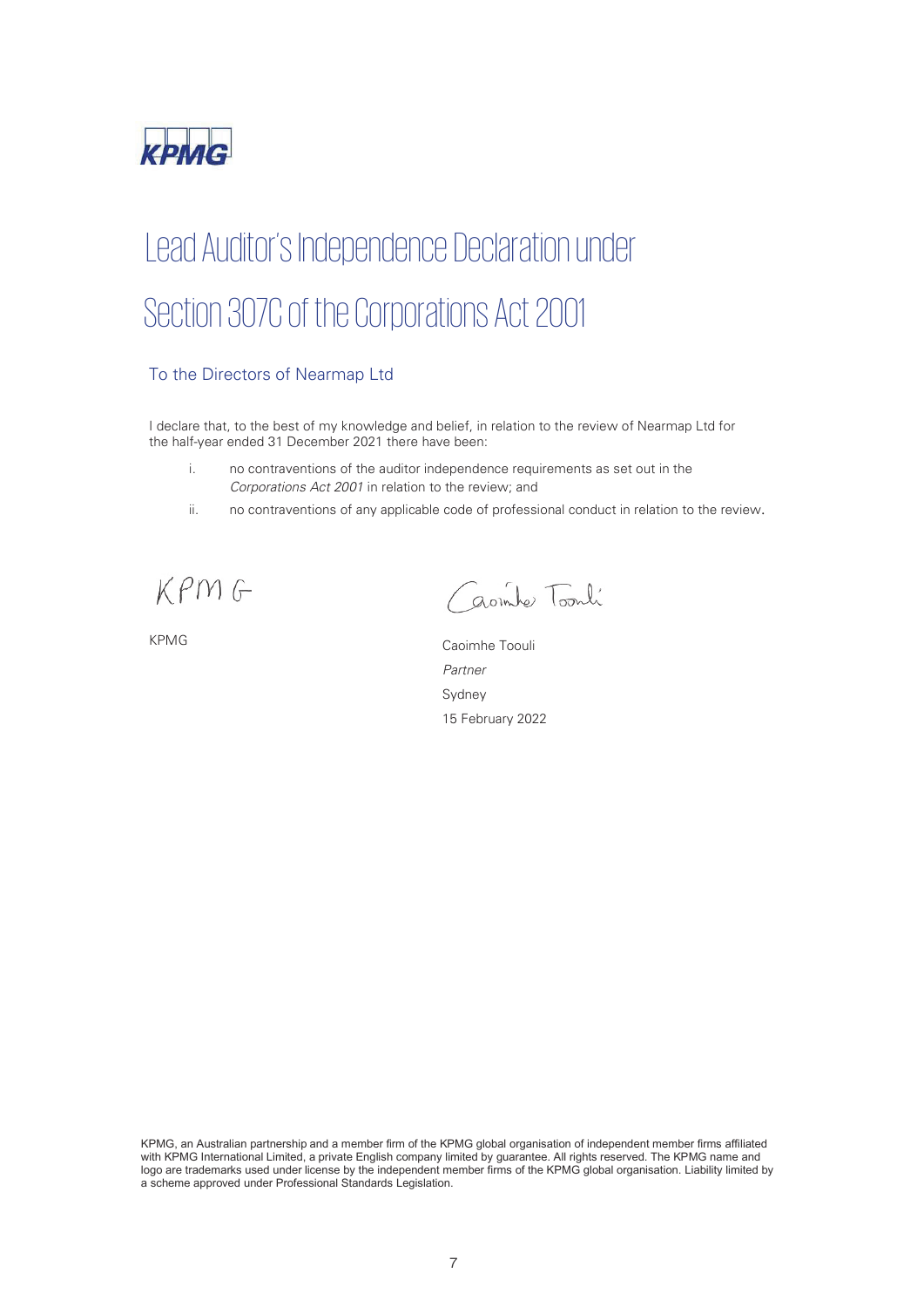# Lead Auditor's Independence Declaration under Section 307C of the Corporations Act 2001

## To the Directors of Nearmap Ltd

I declare that, to the best of my knowledge and belief, in relation to the review of Nearmap Ltd for the half-year ended 31 December 2021 there have been:

i. no contraventions of the auditor independence requirements as set out in the *Corporations Act 2001* in relation to the review; and

ii. no contraventions of any applicable code of professional conduct in relation to the review.

KPMG

KPMG

Caoimhe Toouli

Caoimhe Toouli
*Partner*
Sydney
15 February 2022

KPMG, an Australian partnership and a member firm of the KPMG global organisation of independent member firms affiliated with KPMG International Limited, a private English company limited by guarantee. All rights reserved. The KPMG name and logo are trademarks used under license by the independent member firms of the KPMG global organisation. Liability limited by a scheme approved under Professional Standards Legislation.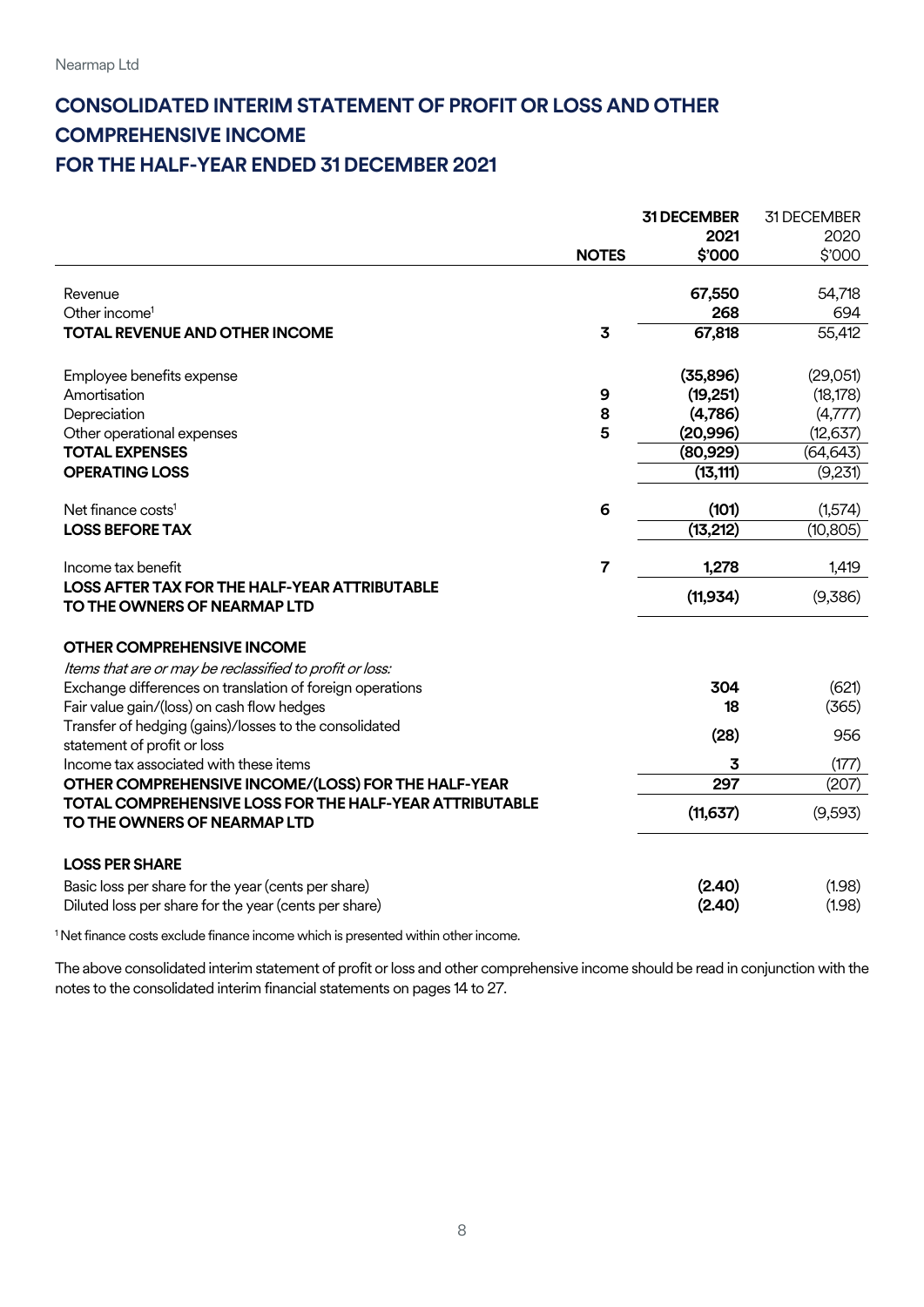# CONSOLIDATED INTERIM STATEMENT OF PROFIT OR LOSS AND OTHER COMPREHENSIVE INCOME
# FOR THE HALF-YEAR ENDED 31 DECEMBER 2021

| | NOTES | 31 DECEMBER 2021 $'000 | 31 DECEMBER 2020 $'000 |
|---|---|---|---|
| Revenue | | **67,550** | 54,718 |
| Other income[1] | | **268** | 694 |
| **TOTAL REVENUE AND OTHER INCOME** | **3** | **67,818** | 55,412 |
| Employee benefits expense | | **(35,896)** | (29,051) |
| Amortisation | **9** | **(19,251)** | (18,178) |
| Depreciation | **8** | **(4,786)** | (4,777) |
| Other operational expenses | **5** | **(20,996)** | (12,637) |
| **TOTAL EXPENSES** | | **(80,929)** | (64,643) |
| **OPERATING LOSS** | | **(13,111)** | (9,231) |
| Net finance costs[1] | **6** | **(101)** | (1,574) |
| **LOSS BEFORE TAX** | | **(13,212)** | (10,805) |
| Income tax benefit | **7** | **1,278** | 1,419 |
| **LOSS AFTER TAX FOR THE HALF-YEAR ATTRIBUTABLE TO THE OWNERS OF NEARMAP LTD** | | **(11,934)** | (9,386) |
| **OTHER COMPREHENSIVE INCOME** | | | |
| *Items that are or may be reclassified to profit or loss:* | | | |
| Exchange differences on translation of foreign operations | | **304** | (621) |
| Fair value gain/(loss) on cash flow hedges | | **18** | (365) |
| Transfer of hedging (gains)/losses to the consolidated statement of profit or loss | | **(28)** | 956 |
| Income tax associated with these items | | **3** | (177) |
| **OTHER COMPREHENSIVE INCOME/(LOSS) FOR THE HALF-YEAR** | | **297** | (207) |
| **TOTAL COMPREHENSIVE LOSS FOR THE HALF-YEAR ATTRIBUTABLE TO THE OWNERS OF NEARMAP LTD** | | **(11,637)** | (9,593) |
| **LOSS PER SHARE** | | | |
| Basic loss per share for the year (cents per share) | | **(2.40)** | (1.98) |
| Diluted loss per share for the year (cents per share) | | **(2.40)** | (1.98) |

[1] Net finance costs exclude finance income which is presented within other income.

The above consolidated interim statement of profit or loss and other comprehensive income should be read in conjunction with the notes to the consolidated interim financial statements on pages 14 to 27.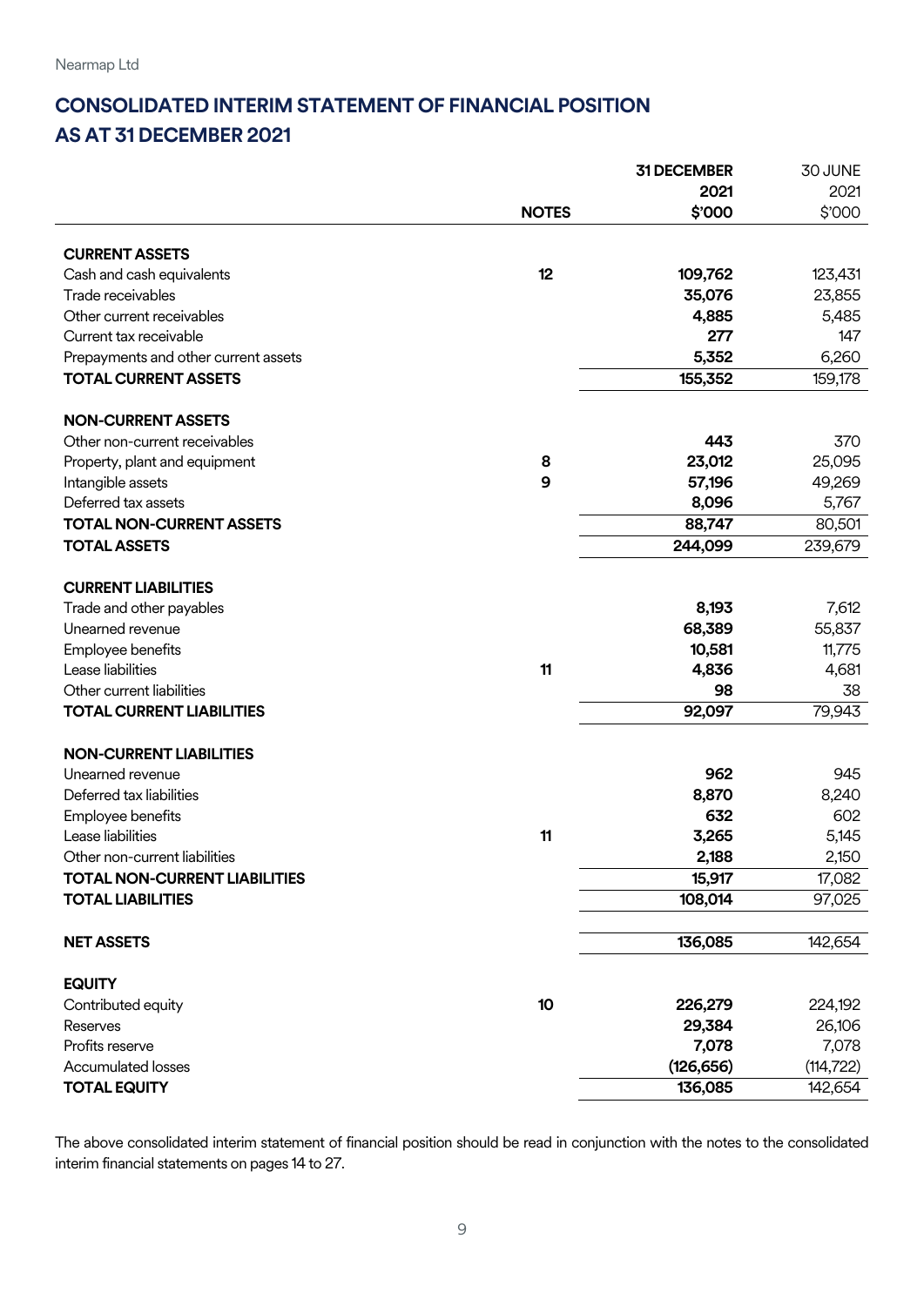Nearmap Ltd

## CONSOLIDATED INTERIM STATEMENT OF FINANCIAL POSITION AS AT 31 DECEMBER 2021

| | NOTES | 31 DECEMBER 2021 $'000 | 30 JUNE 2021 $'000 |
|---|---|---|---|
| **CURRENT ASSETS** | | | |
| Cash and cash equivalents | 12 | **109,762** | 123,431 |
| Trade receivables | | **35,076** | 23,855 |
| Other current receivables | | **4,885** | 5,485 |
| Current tax receivable | | **277** | 147 |
| Prepayments and other current assets | | **5,352** | 6,260 |
| **TOTAL CURRENT ASSETS** | | **155,352** | 159,178 |
| **NON-CURRENT ASSETS** | | | |
| Other non-current receivables | | **443** | 370 |
| Property, plant and equipment | 8 | **23,012** | 25,095 |
| Intangible assets | 9 | **57,196** | 49,269 |
| Deferred tax assets | | **8,096** | 5,767 |
| **TOTAL NON-CURRENT ASSETS** | | **88,747** | 80,501 |
| **TOTAL ASSETS** | | **244,099** | 239,679 |
| **CURRENT LIABILITIES** | | | |
| Trade and other payables | | **8,193** | 7,612 |
| Unearned revenue | | **68,389** | 55,837 |
| Employee benefits | | **10,581** | 11,775 |
| Lease liabilities | 11 | **4,836** | 4,681 |
| Other current liabilities | | **98** | 38 |
| **TOTAL CURRENT LIABILITIES** | | **92,097** | 79,943 |
| **NON-CURRENT LIABILITIES** | | | |
| Unearned revenue | | **962** | 945 |
| Deferred tax liabilities | | **8,870** | 8,240 |
| Employee benefits | | **632** | 602 |
| Lease liabilities | 11 | **3,265** | 5,145 |
| Other non-current liabilities | | **2,188** | 2,150 |
| **TOTAL NON-CURRENT LIABILITIES** | | **15,917** | 17,082 |
| **TOTAL LIABILITIES** | | **108,014** | 97,025 |
| **NET ASSETS** | | **136,085** | 142,654 |
| **EQUITY** | | | |
| Contributed equity | 10 | **226,279** | 224,192 |
| Reserves | | **29,384** | 26,106 |
| Profits reserve | | **7,078** | 7,078 |
| Accumulated losses | | **(126,656)** | (114,722) |
| **TOTAL EQUITY** | | **136,085** | 142,654 |

The above consolidated interim statement of financial position should be read in conjunction with the notes to the consolidated interim financial statements on pages 14 to 27.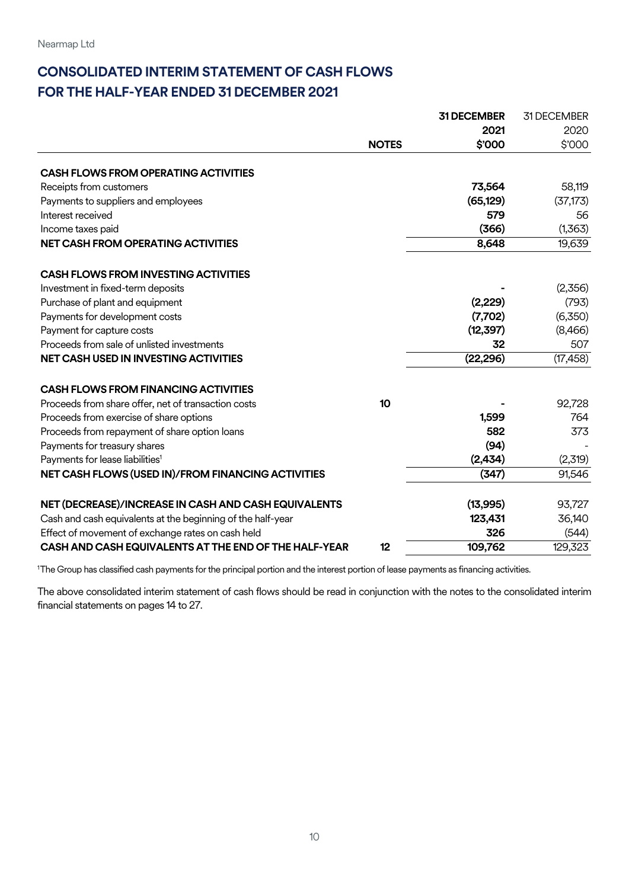Nearmap Ltd

## CONSOLIDATED INTERIM STATEMENT OF CASH FLOWS FOR THE HALF-YEAR ENDED 31 DECEMBER 2021

| | NOTES | 31 DECEMBER 2021 $'000 | 31 DECEMBER 2020 $'000 |
|---|---|---|---|
| **CASH FLOWS FROM OPERATING ACTIVITIES** | | | |
| Receipts from customers | | **73,564** | 58,119 |
| Payments to suppliers and employees | | **(65,129)** | (37,173) |
| Interest received | | **579** | 56 |
| Income taxes paid | | **(366)** | (1,363) |
| **NET CASH FROM OPERATING ACTIVITIES** | | **8,648** | 19,639 |
| **CASH FLOWS FROM INVESTING ACTIVITIES** | | | |
| Investment in fixed-term deposits | | **-** | (2,356) |
| Purchase of plant and equipment | | **(2,229)** | (793) |
| Payments for development costs | | **(7,702)** | (6,350) |
| Payment for capture costs | | **(12,397)** | (8,466) |
| Proceeds from sale of unlisted investments | | **32** | 507 |
| **NET CASH USED IN INVESTING ACTIVITIES** | | **(22,296)** | (17,458) |
| **CASH FLOWS FROM FINANCING ACTIVITIES** | | | |
| Proceeds from share offer, net of transaction costs | 10 | **-** | 92,728 |
| Proceeds from exercise of share options | | **1,599** | 764 |
| Proceeds from repayment of share option loans | | **582** | 373 |
| Payments for treasury shares | | **(94)** | - |
| Payments for lease liabilities[1] | | **(2,434)** | (2,319) |
| **NET CASH FLOWS (USED IN)/FROM FINANCING ACTIVITIES** | | **(347)** | 91,546 |
| **NET (DECREASE)/INCREASE IN CASH AND CASH EQUIVALENTS** | | **(13,995)** | 93,727 |
| Cash and cash equivalents at the beginning of the half-year | | **123,431** | 36,140 |
| Effect of movement of exchange rates on cash held | | **326** | (544) |
| **CASH AND CASH EQUIVALENTS AT THE END OF THE HALF-YEAR** | 12 | **109,762** | 129,323 |

[1]The Group has classified cash payments for the principal portion and the interest portion of lease payments as financing activities.

The above consolidated interim statement of cash flows should be read in conjunction with the notes to the consolidated interim financial statements on pages 14 to 27.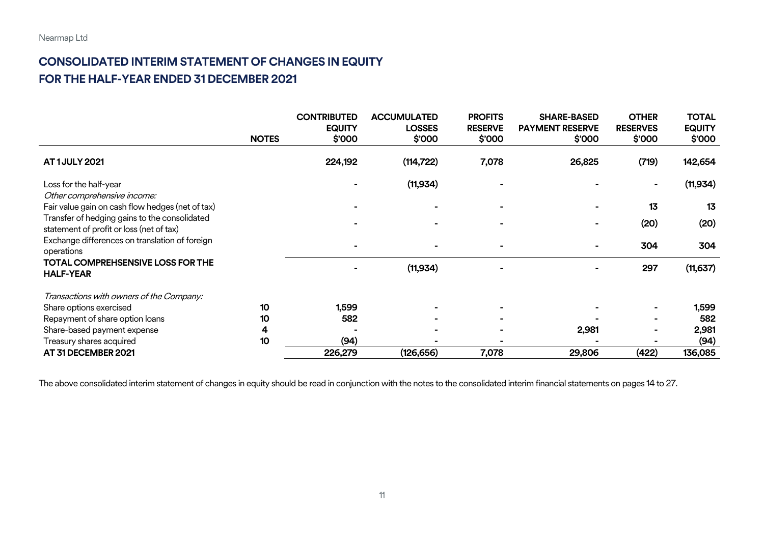Nearmap Ltd

# CONSOLIDATED INTERIM STATEMENT OF CHANGES IN EQUITY
# FOR THE HALF-YEAR ENDED 31 DECEMBER 2021

| | NOTES | CONTRIBUTED EQUITY $'000 | ACCUMULATED LOSSES $'000 | PROFITS RESERVE $'000 | SHARE-BASED PAYMENT RESERVE $'000 | OTHER RESERVES $'000 | TOTAL EQUITY $'000 |
|---|---|---|---|---|---|---|---|
| **AT 1 JULY 2021** | | **224,192** | **(114,722)** | **7,078** | **26,825** | **(719)** | **142,654** |
| Loss for the half-year | | - | (11,934) | - | - | - | (11,934) |
| *Other comprehensive income:* | | | | | | | |
| Fair value gain on cash flow hedges (net of tax) | | - | - | - | - | 13 | 13 |
| Transfer of hedging gains to the consolidated statement of profit or loss (net of tax) | | - | - | - | - | (20) | (20) |
| Exchange differences on translation of foreign operations | | - | - | - | - | 304 | 304 |
| **TOTAL COMPREHSENSIVE LOSS FOR THE HALF-YEAR** | | - | (11,934) | - | - | 297 | (11,637) |
| *Transactions with owners of the Company:* | | | | | | | |
| Share options exercised | 10 | 1,599 | - | - | - | - | 1,599 |
| Repayment of share option loans | 10 | 582 | - | - | - | - | 582 |
| Share-based payment expense | 4 | - | - | - | 2,981 | - | 2,981 |
| Treasury shares acquired | 10 | (94) | - | - | - | - | (94) |
| **AT 31 DECEMBER 2021** | | **226,279** | **(126,656)** | **7,078** | **29,806** | **(422)** | **136,085** |

The above consolidated interim statement of changes in equity should be read in conjunction with the notes to the consolidated interim financial statements on pages 14 to 27.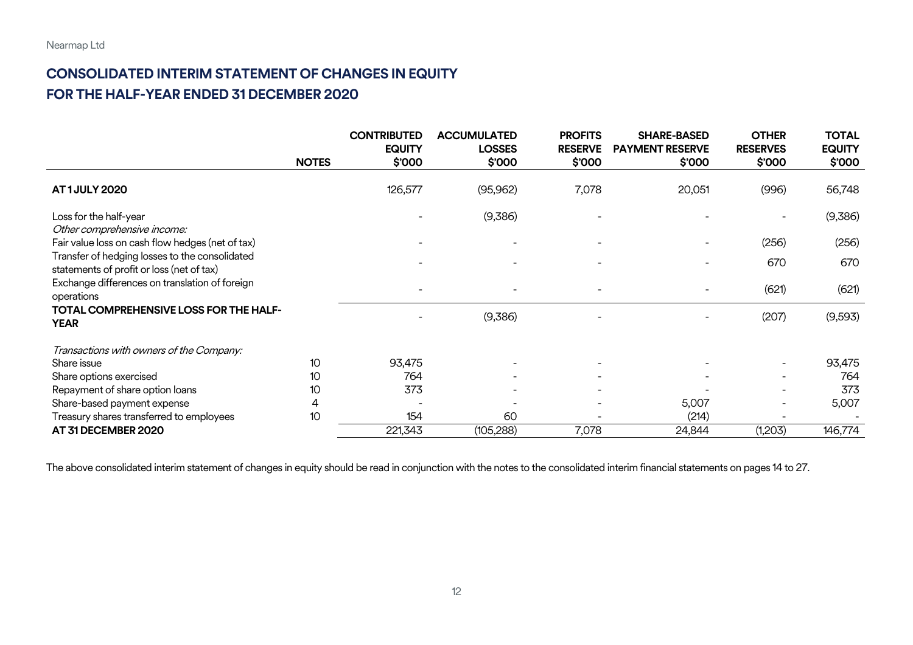# CONSOLIDATED INTERIM STATEMENT OF CHANGES IN EQUITY

## FOR THE HALF-YEAR ENDED 31 DECEMBER 2020

| | NOTES | CONTRIBUTED EQUITY $'000 | ACCUMULATED LOSSES $'000 | PROFITS RESERVE $'000 | SHARE-BASED PAYMENT RESERVE $'000 | OTHER RESERVES $'000 | TOTAL EQUITY $'000 |
|---|---|---|---|---|---|---|---|
| **AT 1 JULY 2020** | | 126,577 | (95,962) | 7,078 | 20,051 | (996) | 56,748 |
| Loss for the half-year | | - | (9,386) | - | - | - | (9,386) |
| *Other comprehensive income:* | | | | | | | |
| Fair value loss on cash flow hedges (net of tax) | | - | - | - | - | (256) | (256) |
| Transfer of hedging losses to the consolidated statements of profit or loss (net of tax) | | - | - | - | - | 670 | 670 |
| Exchange differences on translation of foreign operations | | - | - | - | - | (621) | (621) |
| **TOTAL COMPREHENSIVE LOSS FOR THE HALF-YEAR** | | - | (9,386) | - | - | (207) | (9,593) |
| *Transactions with owners of the Company:* | | | | | | | |
| Share issue | 10 | 93,475 | - | - | - | - | 93,475 |
| Share options exercised | 10 | 764 | - | - | - | - | 764 |
| Repayment of share option loans | 10 | 373 | - | - | - | - | 373 |
| Share-based payment expense | 4 | - | - | - | 5,007 | - | 5,007 |
| Treasury shares transferred to employees | 10 | 154 | 60 | - | (214) | - | - |
| **AT 31 DECEMBER 2020** | | 221,343 | (105,288) | 7,078 | 24,844 | (1,203) | 146,774 |

The above consolidated interim statement of changes in equity should be read in conjunction with the notes to the consolidated interim financial statements on pages 14 to 27.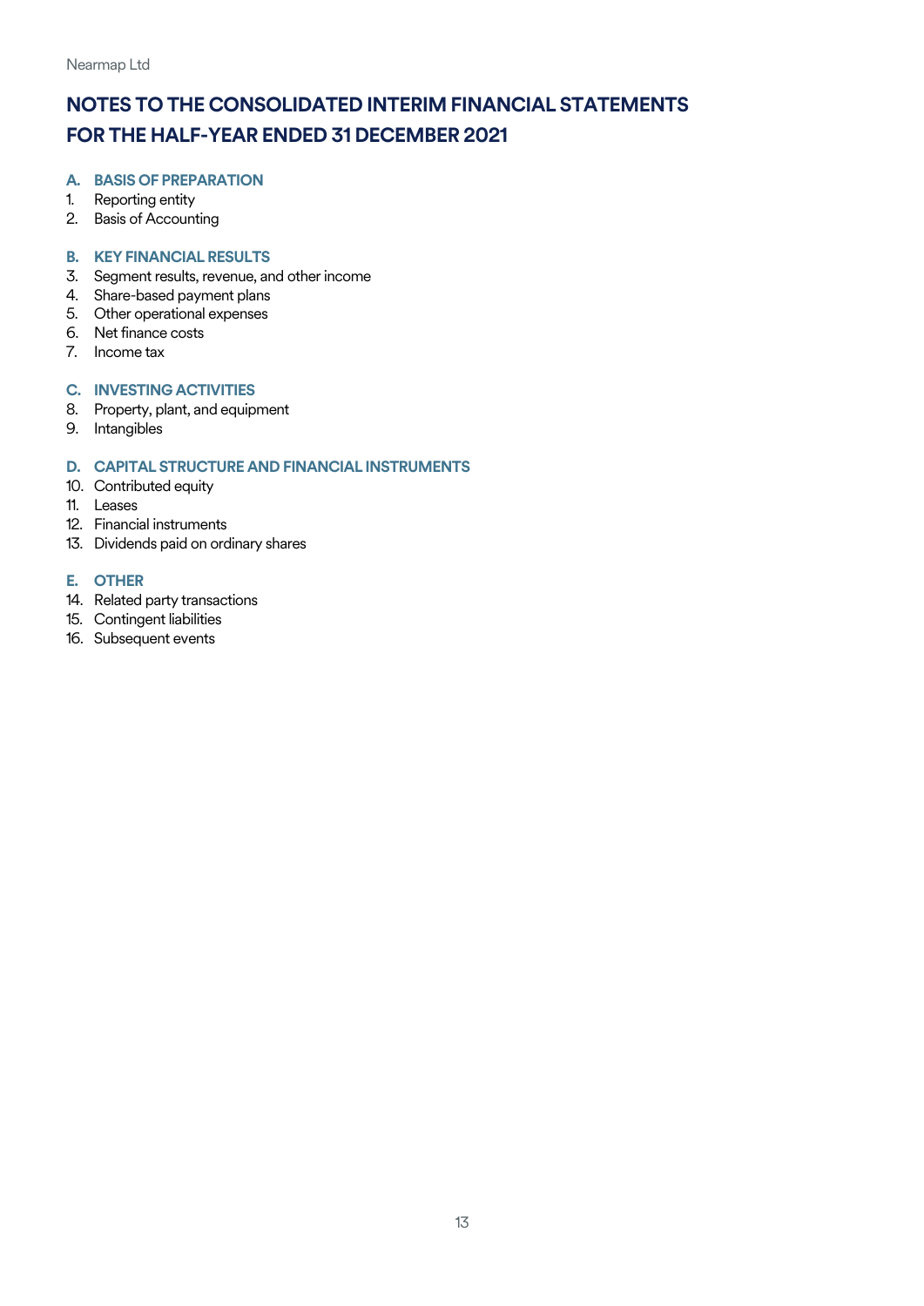# NOTES TO THE CONSOLIDATED INTERIM FINANCIAL STATEMENTS FOR THE HALF-YEAR ENDED 31 DECEMBER 2021

## A. BASIS OF PREPARATION

1. Reporting entity
2. Basis of Accounting

## B. KEY FINANCIAL RESULTS

3. Segment results, revenue, and other income
4. Share-based payment plans
5. Other operational expenses
6. Net finance costs
7. Income tax

## C. INVESTING ACTIVITIES

8. Property, plant, and equipment
9. Intangibles

## D. CAPITAL STRUCTURE AND FINANCIAL INSTRUMENTS

10. Contributed equity
11. Leases
12. Financial instruments
13. Dividends paid on ordinary shares

## E. OTHER

14. Related party transactions
15. Contingent liabilities
16. Subsequent events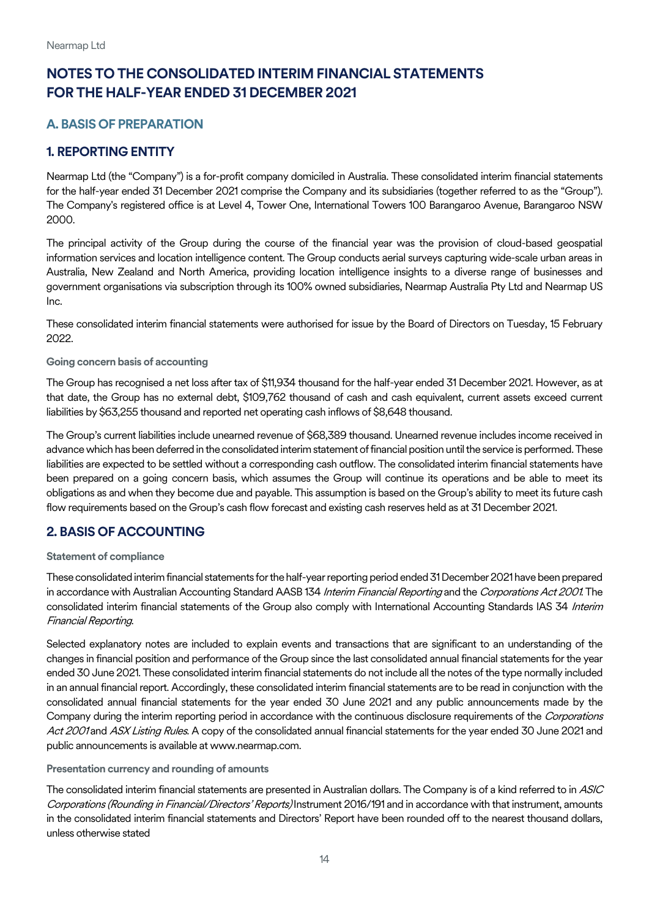# NOTES TO THE CONSOLIDATED INTERIM FINANCIAL STATEMENTS FOR THE HALF-YEAR ENDED 31 DECEMBER 2021

## A. BASIS OF PREPARATION

## 1. REPORTING ENTITY

Nearmap Ltd (the "Company") is a for-profit company domiciled in Australia. These consolidated interim financial statements for the half-year ended 31 December 2021 comprise the Company and its subsidiaries (together referred to as the "Group"). The Company's registered office is at Level 4, Tower One, International Towers 100 Barangaroo Avenue, Barangaroo NSW 2000.

The principal activity of the Group during the course of the financial year was the provision of cloud-based geospatial information services and location intelligence content. The Group conducts aerial surveys capturing wide-scale urban areas in Australia, New Zealand and North America, providing location intelligence insights to a diverse range of businesses and government organisations via subscription through its 100% owned subsidiaries, Nearmap Australia Pty Ltd and Nearmap US Inc.

These consolidated interim financial statements were authorised for issue by the Board of Directors on Tuesday, 15 February 2022.

### Going concern basis of accounting

The Group has recognised a net loss after tax of $11,934 thousand for the half-year ended 31 December 2021. However, as at that date, the Group has no external debt, $109,762 thousand of cash and cash equivalent, current assets exceed current liabilities by $63,255 thousand and reported net operating cash inflows of $8,648 thousand.

The Group's current liabilities include unearned revenue of $68,389 thousand. Unearned revenue includes income received in advance which has been deferred in the consolidated interim statement of financial position until the service is performed. These liabilities are expected to be settled without a corresponding cash outflow. The consolidated interim financial statements have been prepared on a going concern basis, which assumes the Group will continue its operations and be able to meet its obligations as and when they become due and payable. This assumption is based on the Group's ability to meet its future cash flow requirements based on the Group's cash flow forecast and existing cash reserves held as at 31 December 2021.

## 2. BASIS OF ACCOUNTING

### Statement of compliance

These consolidated interim financial statements for the half-year reporting period ended 31 December 2021 have been prepared in accordance with Australian Accounting Standard AASB 134 *Interim Financial Reporting* and the *Corporations Act 2001*. The consolidated interim financial statements of the Group also comply with International Accounting Standards IAS 34 *Interim Financial Reporting*.

Selected explanatory notes are included to explain events and transactions that are significant to an understanding of the changes in financial position and performance of the Group since the last consolidated annual financial statements for the year ended 30 June 2021. These consolidated interim financial statements do not include all the notes of the type normally included in an annual financial report. Accordingly, these consolidated interim financial statements are to be read in conjunction with the consolidated annual financial statements for the year ended 30 June 2021 and any public announcements made by the Company during the interim reporting period in accordance with the continuous disclosure requirements of the *Corporations Act 2001* and *ASX Listing Rules*. A copy of the consolidated annual financial statements for the year ended 30 June 2021 and public announcements is available at www.nearmap.com.

### Presentation currency and rounding of amounts

The consolidated interim financial statements are presented in Australian dollars. The Company is of a kind referred to in *ASIC Corporations (Rounding in Financial/Directors' Reports)* Instrument 2016/191 and in accordance with that instrument, amounts in the consolidated interim financial statements and Directors' Report have been rounded off to the nearest thousand dollars, unless otherwise stated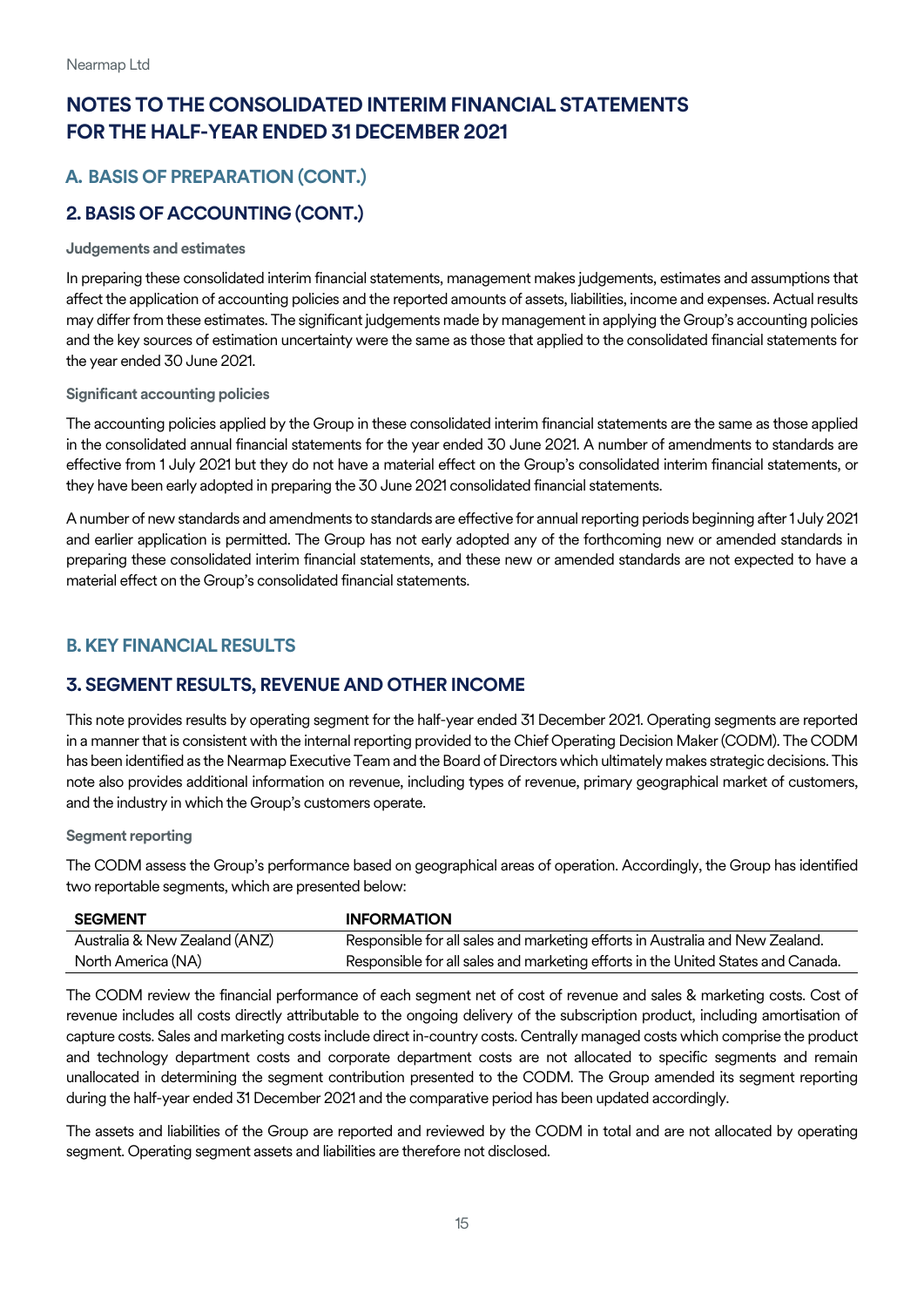# NOTES TO THE CONSOLIDATED INTERIM FINANCIAL STATEMENTS FOR THE HALF-YEAR ENDED 31 DECEMBER 2021

## A. BASIS OF PREPARATION (CONT.)

## 2. BASIS OF ACCOUNTING (CONT.)

### Judgements and estimates

In preparing these consolidated interim financial statements, management makes judgements, estimates and assumptions that affect the application of accounting policies and the reported amounts of assets, liabilities, income and expenses. Actual results may differ from these estimates. The significant judgements made by management in applying the Group's accounting policies and the key sources of estimation uncertainty were the same as those that applied to the consolidated financial statements for the year ended 30 June 2021.

### Significant accounting policies

The accounting policies applied by the Group in these consolidated interim financial statements are the same as those applied in the consolidated annual financial statements for the year ended 30 June 2021. A number of amendments to standards are effective from 1 July 2021 but they do not have a material effect on the Group's consolidated interim financial statements, or they have been early adopted in preparing the 30 June 2021 consolidated financial statements.

A number of new standards and amendments to standards are effective for annual reporting periods beginning after 1 July 2021 and earlier application is permitted. The Group has not early adopted any of the forthcoming new or amended standards in preparing these consolidated interim financial statements, and these new or amended standards are not expected to have a material effect on the Group's consolidated financial statements.

## B. KEY FINANCIAL RESULTS

## 3. SEGMENT RESULTS, REVENUE AND OTHER INCOME

This note provides results by operating segment for the half-year ended 31 December 2021. Operating segments are reported in a manner that is consistent with the internal reporting provided to the Chief Operating Decision Maker (CODM). The CODM has been identified as the Nearmap Executive Team and the Board of Directors which ultimately makes strategic decisions. This note also provides additional information on revenue, including types of revenue, primary geographical market of customers, and the industry in which the Group's customers operate.

### Segment reporting

The CODM assess the Group's performance based on geographical areas of operation. Accordingly, the Group has identified two reportable segments, which are presented below:

| SEGMENT | INFORMATION |
|---|---|
| Australia & New Zealand (ANZ) | Responsible for all sales and marketing efforts in Australia and New Zealand. |
| North America (NA) | Responsible for all sales and marketing efforts in the United States and Canada. |

The CODM review the financial performance of each segment net of cost of revenue and sales & marketing costs. Cost of revenue includes all costs directly attributable to the ongoing delivery of the subscription product, including amortisation of capture costs. Sales and marketing costs include direct in-country costs. Centrally managed costs which comprise the product and technology department costs and corporate department costs are not allocated to specific segments and remain unallocated in determining the segment contribution presented to the CODM. The Group amended its segment reporting during the half-year ended 31 December 2021 and the comparative period has been updated accordingly.

The assets and liabilities of the Group are reported and reviewed by the CODM in total and are not allocated by operating segment. Operating segment assets and liabilities are therefore not disclosed.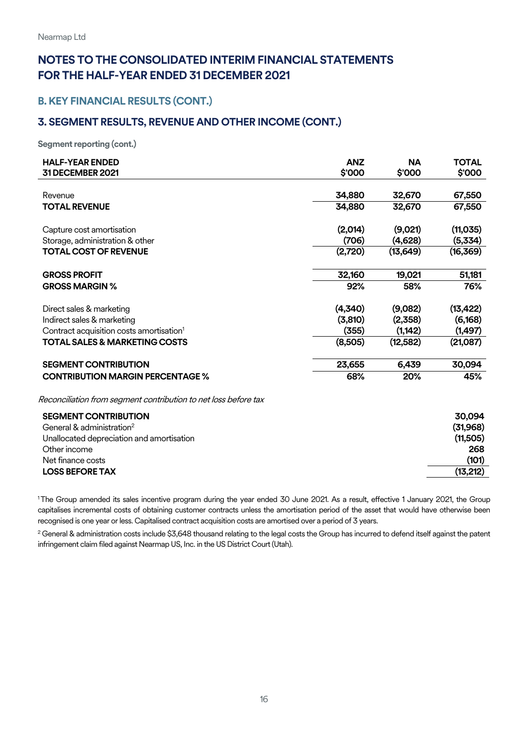Nearmap Ltd

# NOTES TO THE CONSOLIDATED INTERIM FINANCIAL STATEMENTS FOR THE HALF-YEAR ENDED 31 DECEMBER 2021

## B. KEY FINANCIAL RESULTS (CONT.)

## 3. SEGMENT RESULTS, REVENUE AND OTHER INCOME (CONT.)

**Segment reporting (cont.)**

| HALF-YEAR ENDED 31 DECEMBER 2021 | ANZ $'000 | NA $'000 | TOTAL $'000 |
|---|---|---|---|
| Revenue | 34,880 | 32,670 | 67,550 |
| **TOTAL REVENUE** | **34,880** | **32,670** | **67,550** |
| Capture cost amortisation | (2,014) | (9,021) | (11,035) |
| Storage, administration & other | (706) | (4,628) | (5,334) |
| **TOTAL COST OF REVENUE** | **(2,720)** | **(13,649)** | **(16,369)** |
| **GROSS PROFIT** | **32,160** | **19,021** | **51,181** |
| **GROSS MARGIN %** | **92%** | **58%** | **76%** |
| Direct sales & marketing | (4,340) | (9,082) | (13,422) |
| Indirect sales & marketing | (3,810) | (2,358) | (6,168) |
| Contract acquisition costs amortisation[1] | (355) | (1,142) | (1,497) |
| **TOTAL SALES & MARKETING COSTS** | **(8,505)** | **(12,582)** | **(21,087)** |
| **SEGMENT CONTRIBUTION** | **23,655** | **6,439** | **30,094** |
| **CONTRIBUTION MARGIN PERCENTAGE %** | **68%** | **20%** | **45%** |

*Reconciliation from segment contribution to net loss before tax*

| | |
|---|---|
| **SEGMENT CONTRIBUTION** | **30,094** |
| General & administration[2] | (31,968) |
| Unallocated depreciation and amortisation | (11,505) |
| Other income | 268 |
| Net finance costs | (101) |
| **LOSS BEFORE TAX** | **(13,212)** |

[1] The Group amended its sales incentive program during the year ended 30 June 2021. As a result, effective 1 January 2021, the Group capitalises incremental costs of obtaining customer contracts unless the amortisation period of the asset that would have otherwise been recognised is one year or less. Capitalised contract acquisition costs are amortised over a period of 3 years.

[2] General & administration costs include $3,648 thousand relating to the legal costs the Group has incurred to defend itself against the patent infringement claim filed against Nearmap US, Inc. in the US District Court (Utah).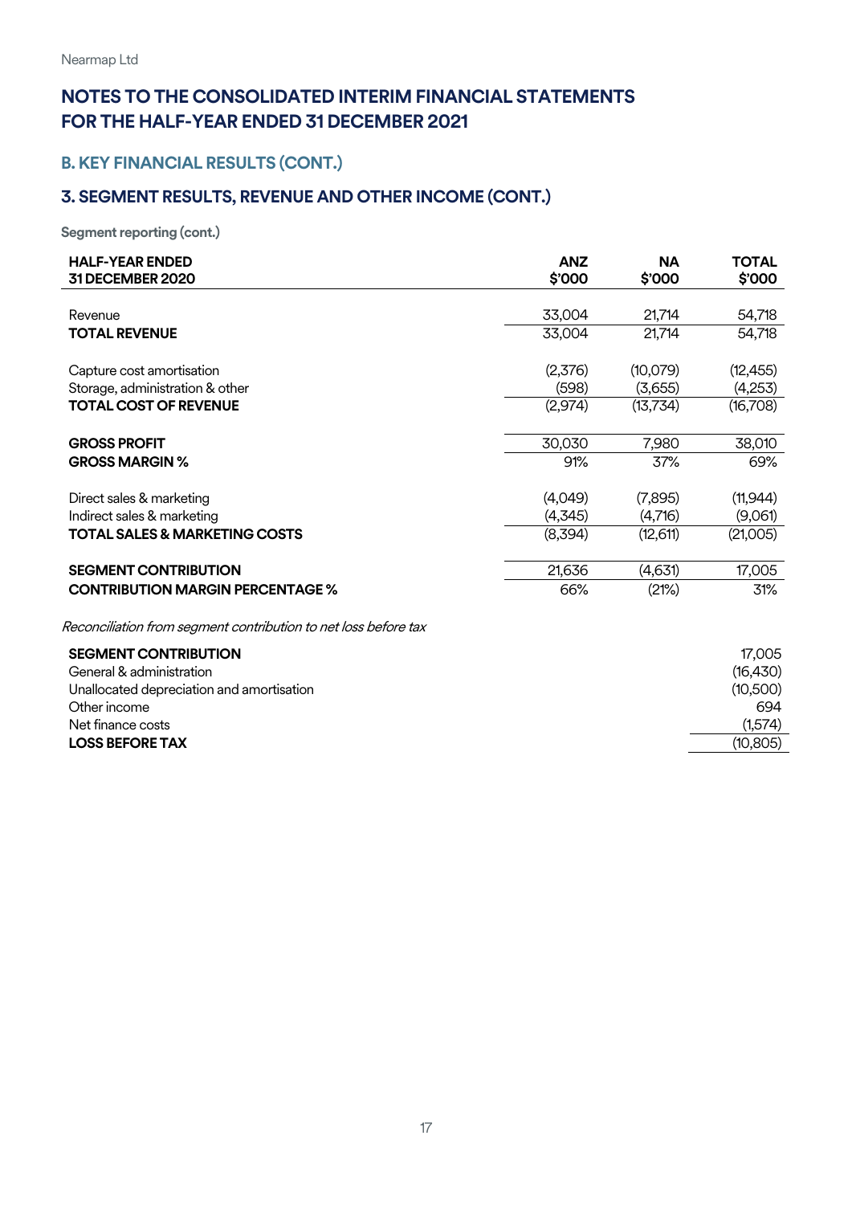Nearmap Ltd

# NOTES TO THE CONSOLIDATED INTERIM FINANCIAL STATEMENTS FOR THE HALF-YEAR ENDED 31 DECEMBER 2021

## B. KEY FINANCIAL RESULTS (CONT.)

## 3. SEGMENT RESULTS, REVENUE AND OTHER INCOME (CONT.)

**Segment reporting (cont.)**

| HALF-YEAR ENDED 31 DECEMBER 2020 | ANZ $'000 | NA $'000 | TOTAL $'000 |
|---|---|---|---|
| Revenue | 33,004 | 21,714 | 54,718 |
| **TOTAL REVENUE** | 33,004 | 21,714 | 54,718 |
| Capture cost amortisation | (2,376) | (10,079) | (12,455) |
| Storage, administration & other | (598) | (3,655) | (4,253) |
| **TOTAL COST OF REVENUE** | (2,974) | (13,734) | (16,708) |
| **GROSS PROFIT** | 30,030 | 7,980 | 38,010 |
| **GROSS MARGIN %** | 91% | 37% | 69% |
| Direct sales & marketing | (4,049) | (7,895) | (11,944) |
| Indirect sales & marketing | (4,345) | (4,716) | (9,061) |
| **TOTAL SALES & MARKETING COSTS** | (8,394) | (12,611) | (21,005) |
| **SEGMENT CONTRIBUTION** | 21,636 | (4,631) | 17,005 |
| **CONTRIBUTION MARGIN PERCENTAGE %** | 66% | (21%) | 31% |

*Reconciliation from segment contribution to net loss before tax*

| | |
|---|---|
| **SEGMENT CONTRIBUTION** | 17,005 |
| General & administration | (16,430) |
| Unallocated depreciation and amortisation | (10,500) |
| Other income | 694 |
| Net finance costs | (1,574) |
| **LOSS BEFORE TAX** | (10,805) |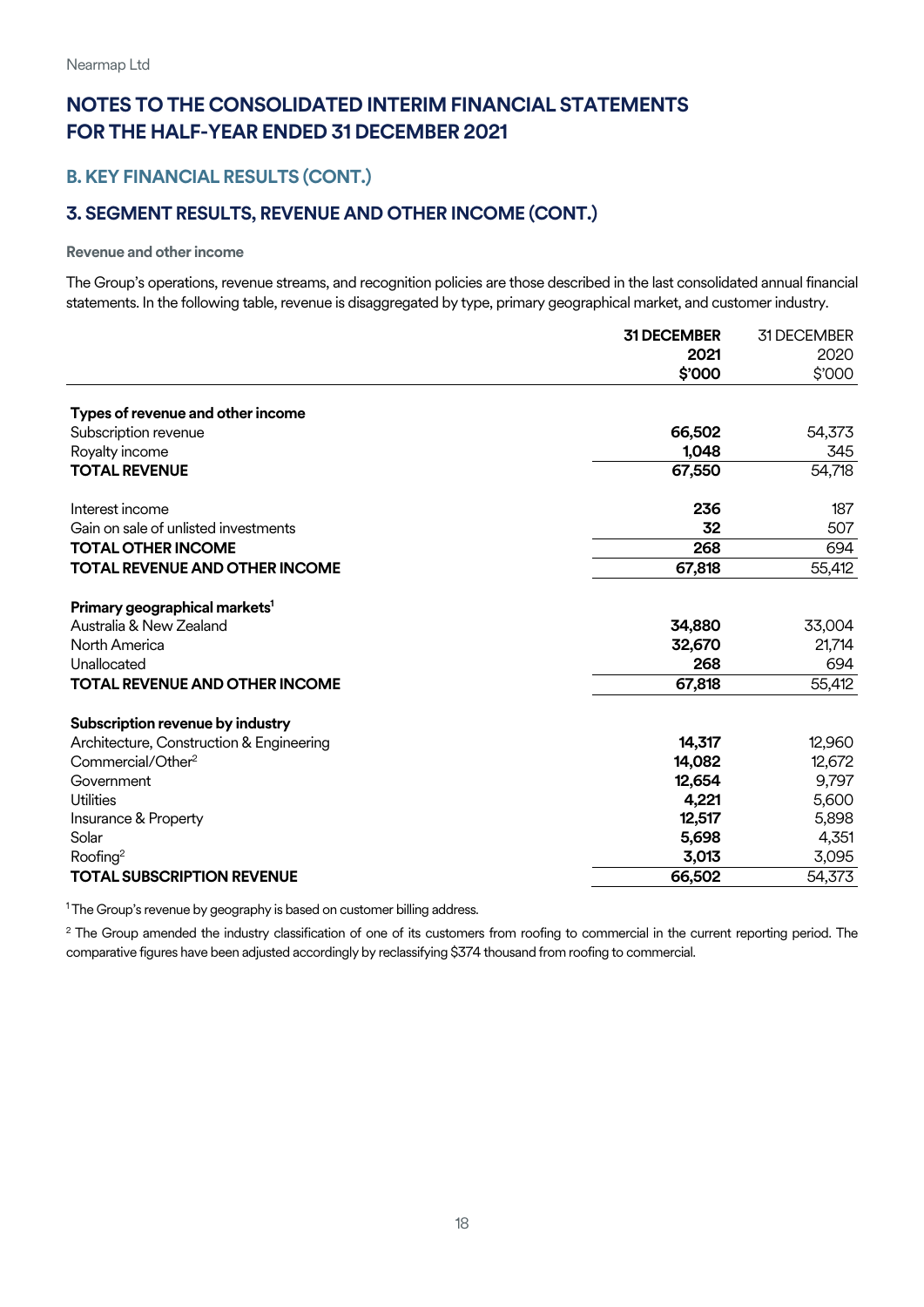Nearmap Ltd

# NOTES TO THE CONSOLIDATED INTERIM FINANCIAL STATEMENTS FOR THE HALF-YEAR ENDED 31 DECEMBER 2021

## B. KEY FINANCIAL RESULTS (CONT.)

## 3. SEGMENT RESULTS, REVENUE AND OTHER INCOME (CONT.)

### Revenue and other income

The Group's operations, revenue streams, and recognition policies are those described in the last consolidated annual financial statements. In the following table, revenue is disaggregated by type, primary geographical market, and customer industry.

| | **31 DECEMBER 2021 $'000** | 31 DECEMBER 2020 $'000 |
|---|---|---|
| **Types of revenue and other income** | | |
| Subscription revenue | **66,502** | 54,373 |
| Royalty income | **1,048** | 345 |
| **TOTAL REVENUE** | **67,550** | 54,718 |
| | | |
| Interest income | **236** | 187 |
| Gain on sale of unlisted investments | **32** | 507 |
| **TOTAL OTHER INCOME** | **268** | 694 |
| **TOTAL REVENUE AND OTHER INCOME** | **67,818** | 55,412 |
| | | |
| **Primary geographical markets[1]** | | |
| Australia & New Zealand | **34,880** | 33,004 |
| North America | **32,670** | 21,714 |
| Unallocated | **268** | 694 |
| **TOTAL REVENUE AND OTHER INCOME** | **67,818** | 55,412 |
| | | |
| **Subscription revenue by industry** | | |
| Architecture, Construction & Engineering | **14,317** | 12,960 |
| Commercial/Other[2] | **14,082** | 12,672 |
| Government | **12,654** | 9,797 |
| Utilities | **4,221** | 5,600 |
| Insurance & Property | **12,517** | 5,898 |
| Solar | **5,698** | 4,351 |
| Roofing[2] | **3,013** | 3,095 |
| **TOTAL SUBSCRIPTION REVENUE** | **66,502** | 54,373 |

[1] The Group's revenue by geography is based on customer billing address.

[2] The Group amended the industry classification of one of its customers from roofing to commercial in the current reporting period. The comparative figures have been adjusted accordingly by reclassifying $374 thousand from roofing to commercial.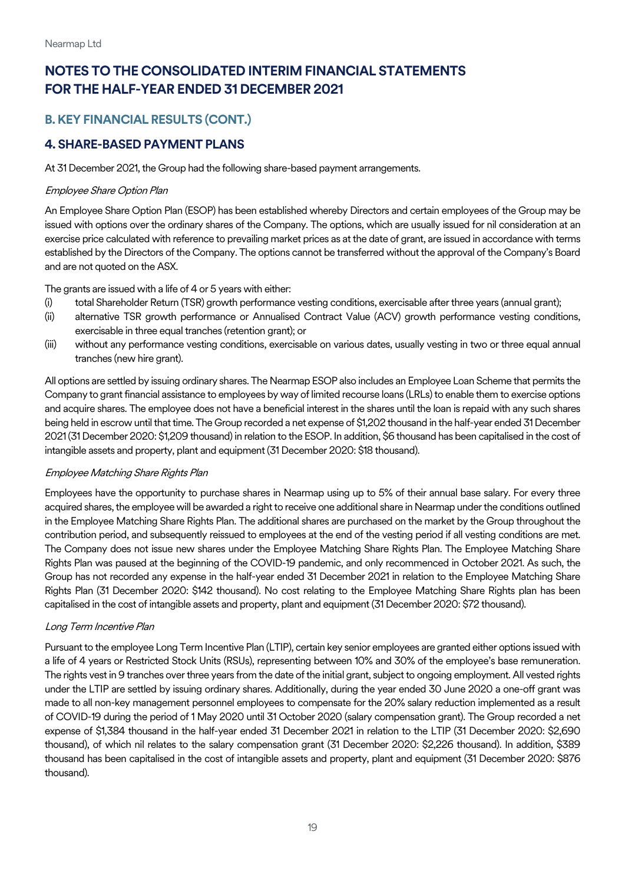# NOTES TO THE CONSOLIDATED INTERIM FINANCIAL STATEMENTS FOR THE HALF-YEAR ENDED 31 DECEMBER 2021

## B. KEY FINANCIAL RESULTS (CONT.)

## 4. SHARE-BASED PAYMENT PLANS

At 31 December 2021, the Group had the following share-based payment arrangements.

*Employee Share Option Plan*

An Employee Share Option Plan (ESOP) has been established whereby Directors and certain employees of the Group may be issued with options over the ordinary shares of the Company. The options, which are usually issued for nil consideration at an exercise price calculated with reference to prevailing market prices as at the date of grant, are issued in accordance with terms established by the Directors of the Company. The options cannot be transferred without the approval of the Company's Board and are not quoted on the ASX.

The grants are issued with a life of 4 or 5 years with either:

(i) total Shareholder Return (TSR) growth performance vesting conditions, exercisable after three years (annual grant);
(ii) alternative TSR growth performance or Annualised Contract Value (ACV) growth performance vesting conditions, exercisable in three equal tranches (retention grant); or
(iii) without any performance vesting conditions, exercisable on various dates, usually vesting in two or three equal annual tranches (new hire grant).

All options are settled by issuing ordinary shares. The Nearmap ESOP also includes an Employee Loan Scheme that permits the Company to grant financial assistance to employees by way of limited recourse loans (LRLs) to enable them to exercise options and acquire shares. The employee does not have a beneficial interest in the shares until the loan is repaid with any such shares being held in escrow until that time. The Group recorded a net expense of $1,202 thousand in the half-year ended 31 December 2021 (31 December 2020: $1,209 thousand) in relation to the ESOP. In addition, $6 thousand has been capitalised in the cost of intangible assets and property, plant and equipment (31 December 2020: $18 thousand).

*Employee Matching Share Rights Plan*

Employees have the opportunity to purchase shares in Nearmap using up to 5% of their annual base salary. For every three acquired shares, the employee will be awarded a right to receive one additional share in Nearmap under the conditions outlined in the Employee Matching Share Rights Plan. The additional shares are purchased on the market by the Group throughout the contribution period, and subsequently reissued to employees at the end of the vesting period if all vesting conditions are met. The Company does not issue new shares under the Employee Matching Share Rights Plan. The Employee Matching Share Rights Plan was paused at the beginning of the COVID-19 pandemic, and only recommenced in October 2021. As such, the Group has not recorded any expense in the half-year ended 31 December 2021 in relation to the Employee Matching Share Rights Plan (31 December 2020: $142 thousand). No cost relating to the Employee Matching Share Rights plan has been capitalised in the cost of intangible assets and property, plant and equipment (31 December 2020: $72 thousand).

*Long Term Incentive Plan*

Pursuant to the employee Long Term Incentive Plan (LTIP), certain key senior employees are granted either options issued with a life of 4 years or Restricted Stock Units (RSUs), representing between 10% and 30% of the employee's base remuneration. The rights vest in 9 tranches over three years from the date of the initial grant, subject to ongoing employment. All vested rights under the LTIP are settled by issuing ordinary shares. Additionally, during the year ended 30 June 2020 a one-off grant was made to all non-key management personnel employees to compensate for the 20% salary reduction implemented as a result of COVID-19 during the period of 1 May 2020 until 31 October 2020 (salary compensation grant). The Group recorded a net expense of $1,384 thousand in the half-year ended 31 December 2021 in relation to the LTIP (31 December 2020: $2,690 thousand), of which nil relates to the salary compensation grant (31 December 2020: $2,226 thousand). In addition, $389 thousand has been capitalised in the cost of intangible assets and property, plant and equipment (31 December 2020: $876 thousand).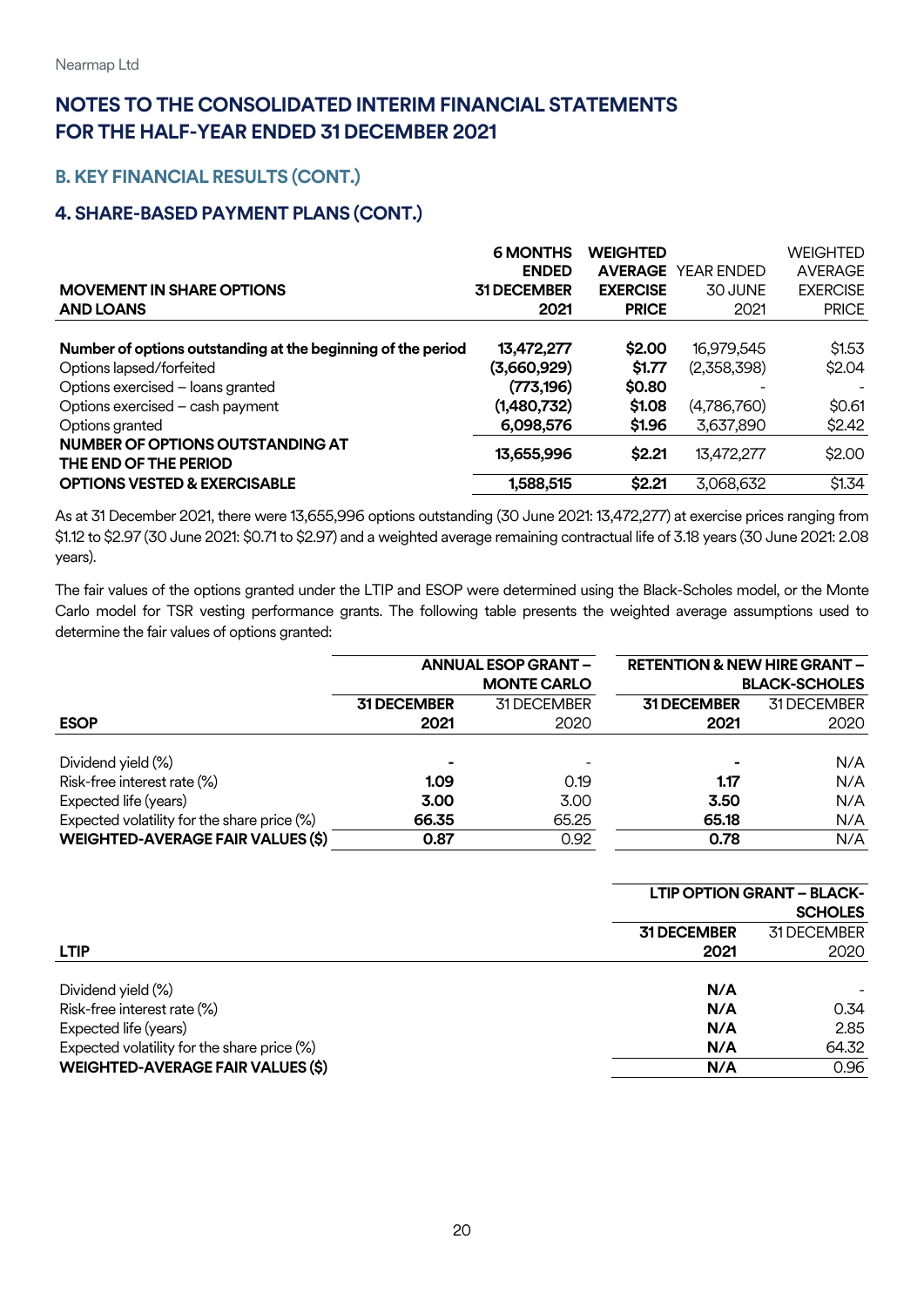Nearmap Ltd

# NOTES TO THE CONSOLIDATED INTERIM FINANCIAL STATEMENTS FOR THE HALF-YEAR ENDED 31 DECEMBER 2021

## B. KEY FINANCIAL RESULTS (CONT.)

## 4. SHARE-BASED PAYMENT PLANS (CONT.)

| MOVEMENT IN SHARE OPTIONS AND LOANS | 6 MONTHS ENDED 31 DECEMBER 2021 | WEIGHTED AVERAGE EXERCISE PRICE | YEAR ENDED 30 JUNE 2021 | WEIGHTED AVERAGE EXERCISE PRICE |
|---|---|---|---|---|
| **Number of options outstanding at the beginning of the period** | **13,472,277** | **$2.00** | 16,979,545 | $1.53 |
| Options lapsed/forfeited | **(3,660,929)** | **$1.77** | (2,358,398) | $2.04 |
| Options exercised – loans granted | **(773,196)** | **$0.80** | - | - |
| Options exercised – cash payment | **(1,480,732)** | **$1.08** | (4,786,760) | $0.61 |
| Options granted | **6,098,576** | **$1.96** | 3,637,890 | $2.42 |
| **NUMBER OF OPTIONS OUTSTANDING AT THE END OF THE PERIOD** | **13,655,996** | **$2.21** | 13,472,277 | $2.00 |
| **OPTIONS VESTED & EXERCISABLE** | **1,588,515** | **$2.21** | 3,068,632 | $1.34 |

As at 31 December 2021, there were 13,655,996 options outstanding (30 June 2021: 13,472,277) at exercise prices ranging from $1.12 to $2.97 (30 June 2021: $0.71 to $2.97) and a weighted average remaining contractual life of 3.18 years (30 June 2021: 2.08 years).

The fair values of the options granted under the LTIP and ESOP were determined using the Black-Scholes model, or the Monte Carlo model for TSR vesting performance grants. The following table presents the weighted average assumptions used to determine the fair values of options granted:

| | **ANNUAL ESOP GRANT – MONTE CARLO** | | **RETENTION & NEW HIRE GRANT – BLACK-SCHOLES** | |
|---|---|---|---|---|
| **ESOP** | **31 DECEMBER 2021** | 31 DECEMBER 2020 | **31 DECEMBER 2021** | 31 DECEMBER 2020 |
| Dividend yield (%) | **-** | - | **-** | N/A |
| Risk-free interest rate (%) | **1.09** | 0.19 | **1.17** | N/A |
| Expected life (years) | **3.00** | 3.00 | **3.50** | N/A |
| Expected volatility for the share price (%) | **66.35** | 65.25 | **65.18** | N/A |
| **WEIGHTED-AVERAGE FAIR VALUES ($)** | **0.87** | 0.92 | **0.78** | N/A |

| | **LTIP OPTION GRANT – BLACK-SCHOLES** | |
|---|---|---|
| **LTIP** | **31 DECEMBER 2021** | 31 DECEMBER 2020 |
| Dividend yield (%) | **N/A** | - |
| Risk-free interest rate (%) | **N/A** | 0.34 |
| Expected life (years) | **N/A** | 2.85 |
| Expected volatility for the share price (%) | **N/A** | 64.32 |
| **WEIGHTED-AVERAGE FAIR VALUES ($)** | **N/A** | 0.96 |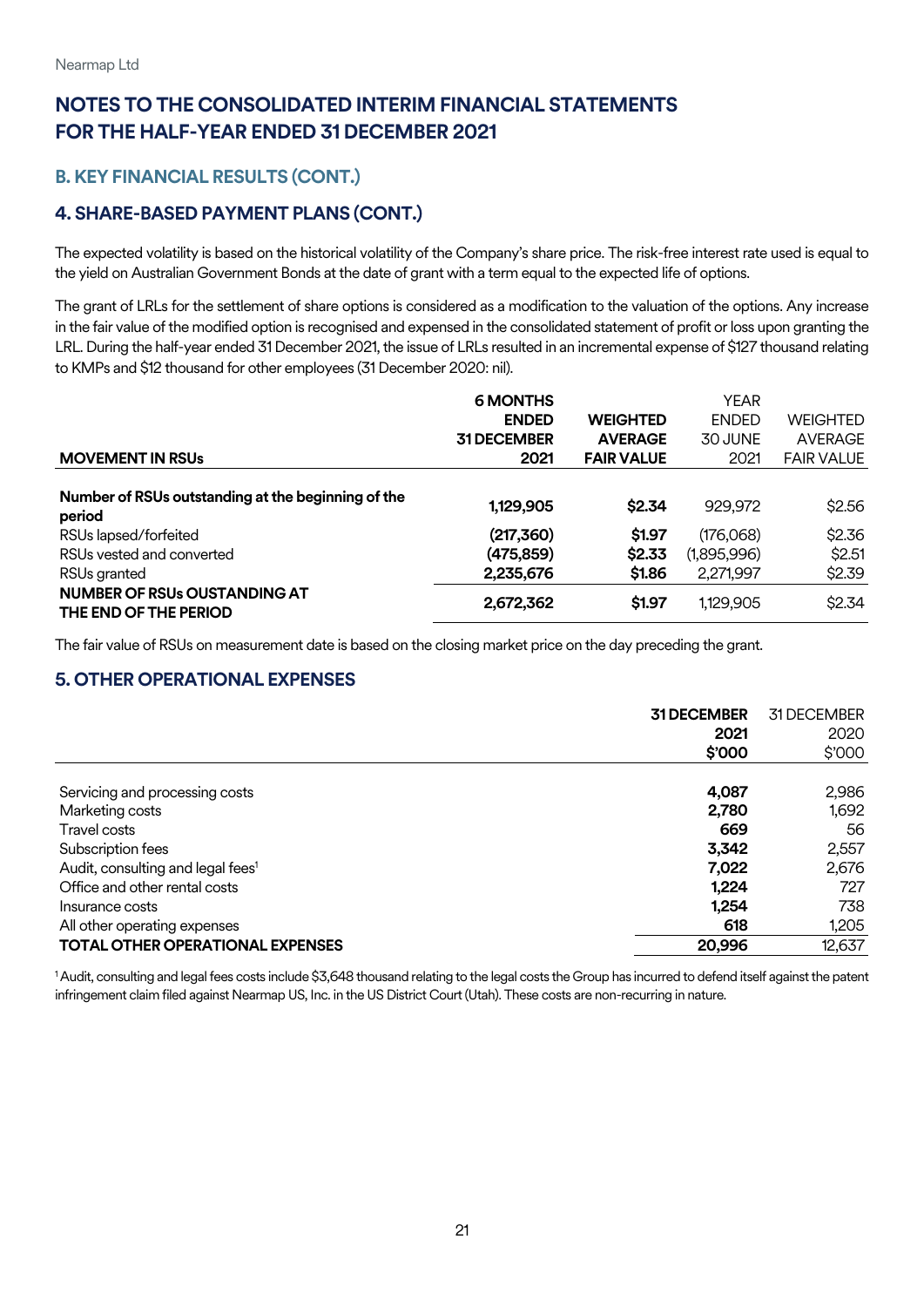# NOTES TO THE CONSOLIDATED INTERIM FINANCIAL STATEMENTS FOR THE HALF-YEAR ENDED 31 DECEMBER 2021

## B. KEY FINANCIAL RESULTS (CONT.)

## 4. SHARE-BASED PAYMENT PLANS (CONT.)

The expected volatility is based on the historical volatility of the Company's share price. The risk-free interest rate used is equal to the yield on Australian Government Bonds at the date of grant with a term equal to the expected life of options.

The grant of LRLs for the settlement of share options is considered as a modification to the valuation of the options. Any increase in the fair value of the modified option is recognised and expensed in the consolidated statement of profit or loss upon granting the LRL. During the half-year ended 31 December 2021, the issue of LRLs resulted in an incremental expense of $127 thousand relating to KMPs and $12 thousand for other employees (31 December 2020: nil).

| MOVEMENT IN RSUs | 6 MONTHS ENDED 31 DECEMBER 2021 | WEIGHTED AVERAGE FAIR VALUE | YEAR ENDED 30 JUNE 2021 | WEIGHTED AVERAGE FAIR VALUE |
|---|---|---|---|---|
| **Number of RSUs outstanding at the beginning of the period** | **1,129,905** | **$2.34** | 929,972 | $2.56 |
| RSUs lapsed/forfeited | **(217,360)** | **$1.97** | (176,068) | $2.36 |
| RSUs vested and converted | **(475,859)** | **$2.33** | (1,895,996) | $2.51 |
| RSUs granted | **2,235,676** | **$1.86** | 2,271,997 | $2.39 |
| **NUMBER OF RSUs OUSTANDING AT THE END OF THE PERIOD** | **2,672,362** | **$1.97** | 1,129,905 | $2.34 |

The fair value of RSUs on measurement date is based on the closing market price on the day preceding the grant.

## 5. OTHER OPERATIONAL EXPENSES

| | 31 DECEMBER 2021 $'000 | 31 DECEMBER 2020 $'000 |
|---|---|---|
| Servicing and processing costs | **4,087** | 2,986 |
| Marketing costs | **2,780** | 1,692 |
| Travel costs | **669** | 56 |
| Subscription fees | **3,342** | 2,557 |
| Audit, consulting and legal fees[1] | **7,022** | 2,676 |
| Office and other rental costs | **1,224** | 727 |
| Insurance costs | **1,254** | 738 |
| All other operating expenses | **618** | 1,205 |
| **TOTAL OTHER OPERATIONAL EXPENSES** | **20,996** | 12,637 |

[1] Audit, consulting and legal fees costs include $3,648 thousand relating to the legal costs the Group has incurred to defend itself against the patent infringement claim filed against Nearmap US, Inc. in the US District Court (Utah). These costs are non-recurring in nature.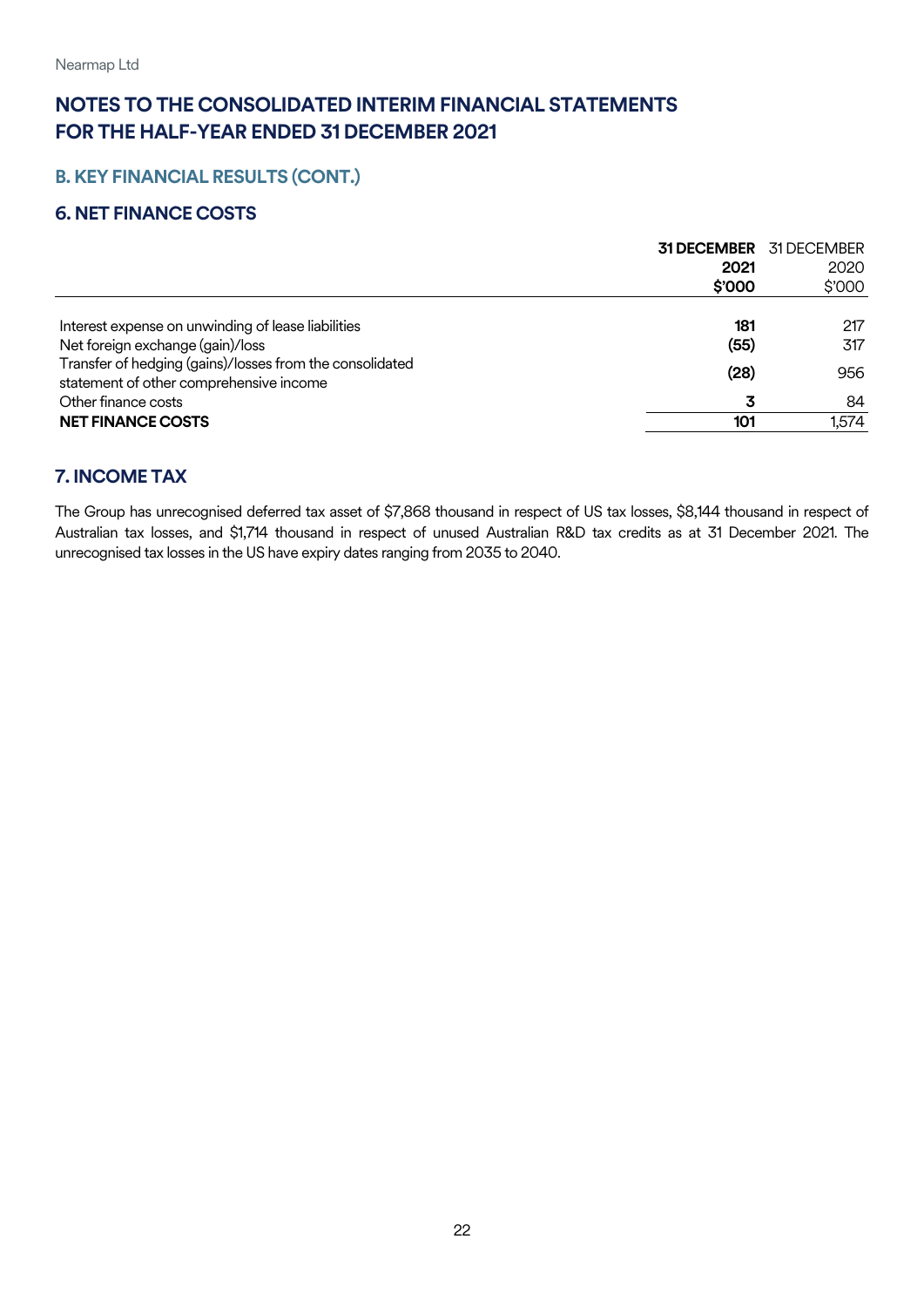Nearmap Ltd

# NOTES TO THE CONSOLIDATED INTERIM FINANCIAL STATEMENTS FOR THE HALF-YEAR ENDED 31 DECEMBER 2021

## B. KEY FINANCIAL RESULTS (CONT.)

## 6. NET FINANCE COSTS

| | **31 DECEMBER 2021 $'000** | 31 DECEMBER 2020 $'000 |
|---|---|---|
| Interest expense on unwinding of lease liabilities | **181** | 217 |
| Net foreign exchange (gain)/loss | **(55)** | 317 |
| Transfer of hedging (gains)/losses from the consolidated statement of other comprehensive income | **(28)** | 956 |
| Other finance costs | **3** | 84 |
| **NET FINANCE COSTS** | **101** | 1,574 |

## 7. INCOME TAX

The Group has unrecognised deferred tax asset of $7,868 thousand in respect of US tax losses, $8,144 thousand in respect of Australian tax losses, and $1,714 thousand in respect of unused Australian R&D tax credits as at 31 December 2021. The unrecognised tax losses in the US have expiry dates ranging from 2035 to 2040.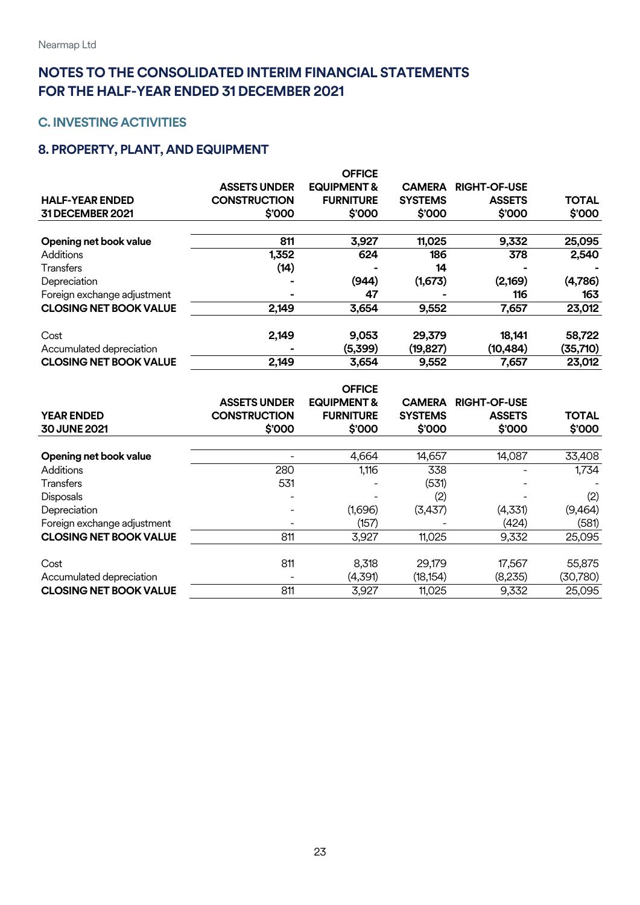# NOTES TO THE CONSOLIDATED INTERIM FINANCIAL STATEMENTS FOR THE HALF-YEAR ENDED 31 DECEMBER 2021

## C. INVESTING ACTIVITIES

## 8. PROPERTY, PLANT, AND EQUIPMENT

| HALF-YEAR ENDED 31 DECEMBER 2021 | ASSETS UNDER CONSTRUCTION $'000 | OFFICE EQUIPMENT & FURNITURE $'000 | CAMERA SYSTEMS $'000 | RIGHT-OF-USE ASSETS $'000 | TOTAL $'000 |
|---|---|---|---|---|---|
| **Opening net book value** | **811** | **3,927** | **11,025** | **9,332** | **25,095** |
| Additions | **1,352** | **624** | **186** | **378** | **2,540** |
| Transfers | **(14)** | **-** | **14** | **-** | **-** |
| Depreciation | **-** | **(944)** | **(1,673)** | **(2,169)** | **(4,786)** |
| Foreign exchange adjustment | **-** | **47** | **-** | **116** | **163** |
| **CLOSING NET BOOK VALUE** | **2,149** | **3,654** | **9,552** | **7,657** | **23,012** |
| | | | | | |
| Cost | **2,149** | **9,053** | **29,379** | **18,141** | **58,722** |
| Accumulated depreciation | **-** | **(5,399)** | **(19,827)** | **(10,484)** | **(35,710)** |
| **CLOSING NET BOOK VALUE** | **2,149** | **3,654** | **9,552** | **7,657** | **23,012** |

| YEAR ENDED 30 JUNE 2021 | ASSETS UNDER CONSTRUCTION $'000 | OFFICE EQUIPMENT & FURNITURE $'000 | CAMERA SYSTEMS $'000 | RIGHT-OF-USE ASSETS $'000 | TOTAL $'000 |
|---|---|---|---|---|---|
| **Opening net book value** | - | 4,664 | 14,657 | 14,087 | 33,408 |
| Additions | 280 | 1,116 | 338 | - | 1,734 |
| Transfers | 531 | - | (531) | - | - |
| Disposals | - | - | (2) | - | (2) |
| Depreciation | - | (1,696) | (3,437) | (4,331) | (9,464) |
| Foreign exchange adjustment | - | (157) | - | (424) | (581) |
| **CLOSING NET BOOK VALUE** | 811 | 3,927 | 11,025 | 9,332 | 25,095 |
| | | | | | |
| Cost | 811 | 8,318 | 29,179 | 17,567 | 55,875 |
| Accumulated depreciation | - | (4,391) | (18,154) | (8,235) | (30,780) |
| **CLOSING NET BOOK VALUE** | 811 | 3,927 | 11,025 | 9,332 | 25,095 |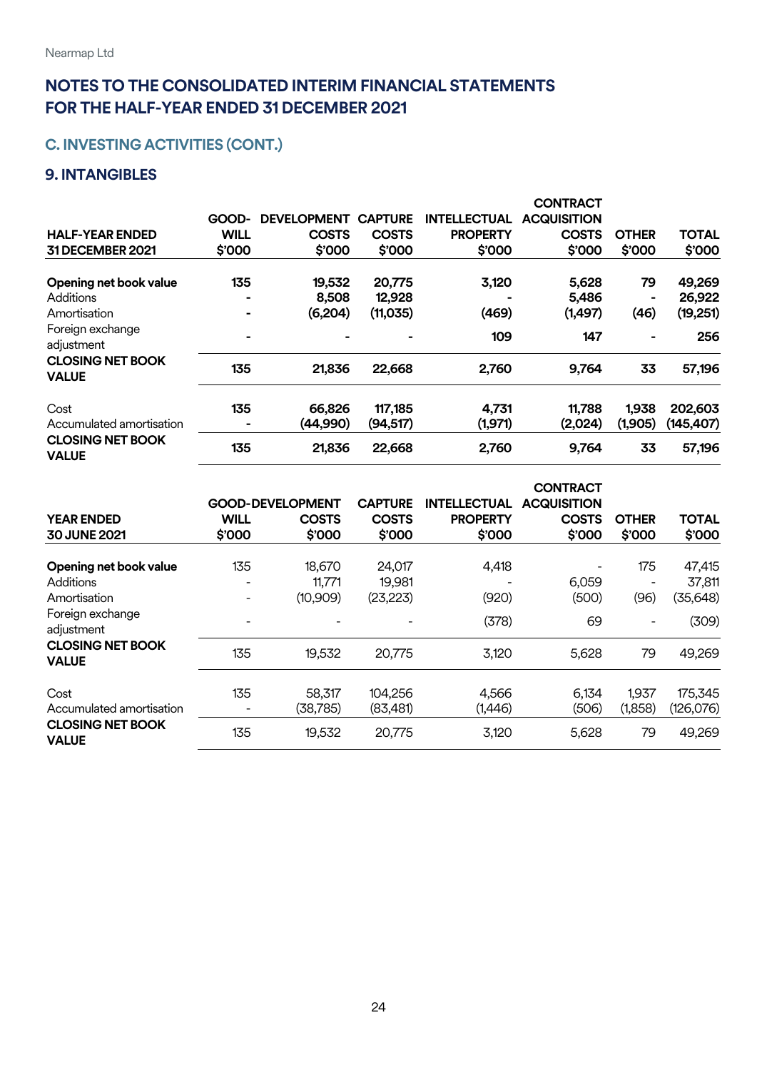Nearmap Ltd

# NOTES TO THE CONSOLIDATED INTERIM FINANCIAL STATEMENTS FOR THE HALF-YEAR ENDED 31 DECEMBER 2021

## C. INVESTING ACTIVITIES (CONT.)

### 9. INTANGIBLES

| HALF-YEAR ENDED 31 DECEMBER 2021 | GOODWILL $'000 | DEVELOPMENT COSTS $'000 | CAPTURE COSTS $'000 | INTELLECTUAL PROPERTY $'000 | CONTRACT ACQUISITION COSTS $'000 | OTHER $'000 | TOTAL $'000 |
|---|---|---|---|---|---|---|---|
| **Opening net book value** | **135** | **19,532** | **20,775** | **3,120** | **5,628** | **79** | **49,269** |
| Additions | **-** | **8,508** | **12,928** | **-** | **5,486** | **-** | **26,922** |
| Amortisation | **-** | **(6,204)** | **(11,035)** | **(469)** | **(1,497)** | **(46)** | **(19,251)** |
| Foreign exchange adjustment | **-** | **-** | **-** | **109** | **147** | **-** | **256** |
| **CLOSING NET BOOK VALUE** | **135** | **21,836** | **22,668** | **2,760** | **9,764** | **33** | **57,196** |
| Cost | **135** | **66,826** | **117,185** | **4,731** | **11,788** | **1,938** | **202,603** |
| Accumulated amortisation | **-** | **(44,990)** | **(94,517)** | **(1,971)** | **(2,024)** | **(1,905)** | **(145,407)** |
| **CLOSING NET BOOK VALUE** | **135** | **21,836** | **22,668** | **2,760** | **9,764** | **33** | **57,196** |

| YEAR ENDED 30 JUNE 2021 | GOODWILL $'000 | DEVELOPMENT COSTS $'000 | CAPTURE COSTS $'000 | INTELLECTUAL PROPERTY $'000 | CONTRACT ACQUISITION COSTS $'000 | OTHER $'000 | TOTAL $'000 |
|---|---|---|---|---|---|---|---|
| **Opening net book value** | 135 | 18,670 | 24,017 | 4,418 | - | 175 | 47,415 |
| Additions | - | 11,771 | 19,981 | - | 6,059 | - | 37,811 |
| Amortisation | - | (10,909) | (23,223) | (920) | (500) | (96) | (35,648) |
| Foreign exchange adjustment | - | - | - | (378) | 69 | - | (309) |
| **CLOSING NET BOOK VALUE** | 135 | 19,532 | 20,775 | 3,120 | 5,628 | 79 | 49,269 |
| Cost | 135 | 58,317 | 104,256 | 4,566 | 6,134 | 1,937 | 175,345 |
| Accumulated amortisation | - | (38,785) | (83,481) | (1,446) | (506) | (1,858) | (126,076) |
| **CLOSING NET BOOK VALUE** | 135 | 19,532 | 20,775 | 3,120 | 5,628 | 79 | 49,269 |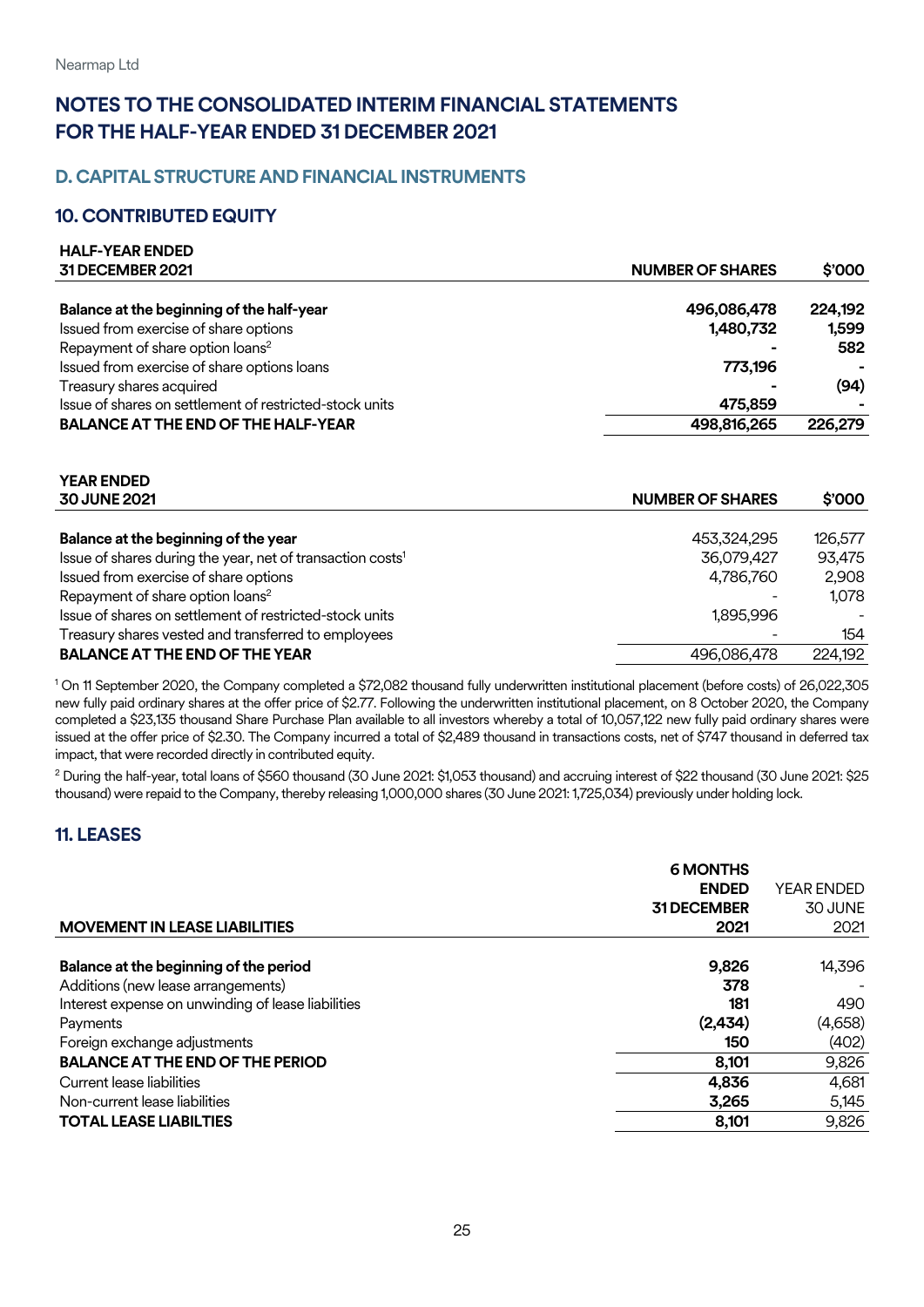Nearmap Ltd

# NOTES TO THE CONSOLIDATED INTERIM FINANCIAL STATEMENTS FOR THE HALF-YEAR ENDED 31 DECEMBER 2021

## D. CAPITAL STRUCTURE AND FINANCIAL INSTRUMENTS

## 10. CONTRIBUTED EQUITY

| HALF-YEAR ENDED 31 DECEMBER 2021 | NUMBER OF SHARES | $'000 |
|---|---|---|
| **Balance at the beginning of the half-year** | **496,086,478** | **224,192** |
| Issued from exercise of share options | **1,480,732** | **1,599** |
| Repayment of share option loans[2] | **-** | **582** |
| Issued from exercise of share options loans | **773,196** | **-** |
| Treasury shares acquired | **-** | **(94)** |
| Issue of shares on settlement of restricted-stock units | **475,859** | **-** |
| **BALANCE AT THE END OF THE HALF-YEAR** | **498,816,265** | **226,279** |

| YEAR ENDED 30 JUNE 2021 | NUMBER OF SHARES | $'000 |
|---|---|---|
| **Balance at the beginning of the year** | 453,324,295 | 126,577 |
| Issue of shares during the year, net of transaction costs[1] | 36,079,427 | 93,475 |
| Issued from exercise of share options | 4,786,760 | 2,908 |
| Repayment of share option loans[2] | - | 1,078 |
| Issue of shares on settlement of restricted-stock units | 1,895,996 | - |
| Treasury shares vested and transferred to employees | - | 154 |
| **BALANCE AT THE END OF THE YEAR** | 496,086,478 | 224,192 |

[1] On 11 September 2020, the Company completed a $72,082 thousand fully underwritten institutional placement (before costs) of 26,022,305 new fully paid ordinary shares at the offer price of $2.77. Following the underwritten institutional placement, on 8 October 2020, the Company completed a $23,135 thousand Share Purchase Plan available to all investors whereby a total of 10,057,122 new fully paid ordinary shares were issued at the offer price of $2.30. The Company incurred a total of $2,489 thousand in transactions costs, net of $747 thousand in deferred tax impact, that were recorded directly in contributed equity.

[2] During the half-year, total loans of $560 thousand (30 June 2021: $1,053 thousand) and accruing interest of $22 thousand (30 June 2021: $25 thousand) were repaid to the Company, thereby releasing 1,000,000 shares (30 June 2021: 1,725,034) previously under holding lock.

## 11. LEASES

| MOVEMENT IN LEASE LIABILITIES | 6 MONTHS ENDED 31 DECEMBER 2021 | YEAR ENDED 30 JUNE 2021 |
|---|---|---|
| **Balance at the beginning of the period** | **9,826** | 14,396 |
| Additions (new lease arrangements) | **378** | - |
| Interest expense on unwinding of lease liabilities | **181** | 490 |
| Payments | **(2,434)** | (4,658) |
| Foreign exchange adjustments | **150** | (402) |
| **BALANCE AT THE END OF THE PERIOD** | **8,101** | 9,826 |
| Current lease liabilities | **4,836** | 4,681 |
| Non-current lease liabilities | **3,265** | 5,145 |
| **TOTAL LEASE LIABILTIES** | **8,101** | 9,826 |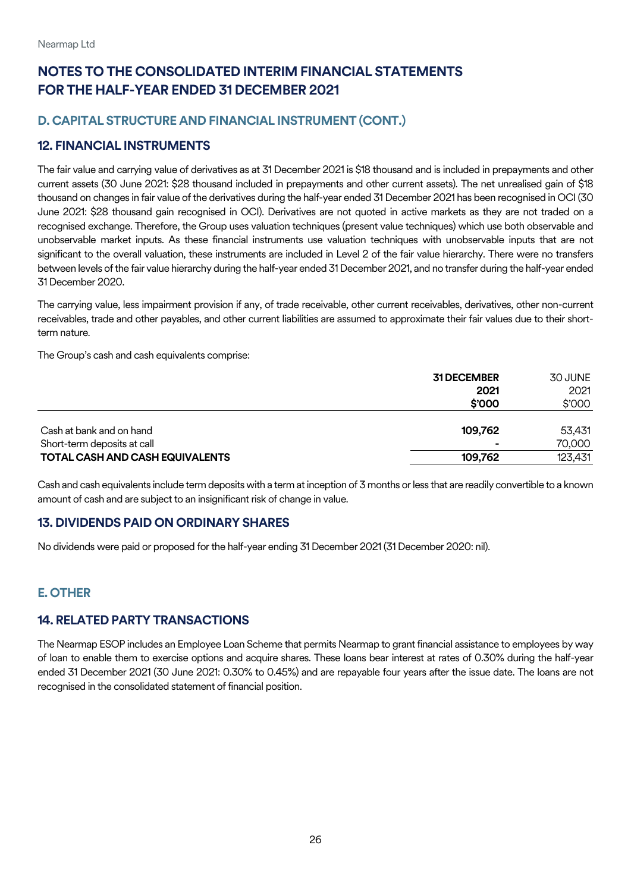# NOTES TO THE CONSOLIDATED INTERIM FINANCIAL STATEMENTS FOR THE HALF-YEAR ENDED 31 DECEMBER 2021

## D. CAPITAL STRUCTURE AND FINANCIAL INSTRUMENT (CONT.)

### 12. FINANCIAL INSTRUMENTS

The fair value and carrying value of derivatives as at 31 December 2021 is $18 thousand and is included in prepayments and other current assets (30 June 2021: $28 thousand included in prepayments and other current assets). The net unrealised gain of $18 thousand on changes in fair value of the derivatives during the half-year ended 31 December 2021 has been recognised in OCI (30 June 2021: $28 thousand gain recognised in OCI). Derivatives are not quoted in active markets as they are not traded on a recognised exchange. Therefore, the Group uses valuation techniques (present value techniques) which use both observable and unobservable market inputs. As these financial instruments use valuation techniques with unobservable inputs that are not significant to the overall valuation, these instruments are included in Level 2 of the fair value hierarchy. There were no transfers between levels of the fair value hierarchy during the half-year ended 31 December 2021, and no transfer during the half-year ended 31 December 2020.

The carrying value, less impairment provision if any, of trade receivable, other current receivables, derivatives, other non-current receivables, trade and other payables, and other current liabilities are assumed to approximate their fair values due to their short-term nature.

The Group's cash and cash equivalents comprise:

| | **31 DECEMBER 2021 $'000** | 30 JUNE 2021 $'000 |
|---|---|---|
| Cash at bank and on hand | **109,762** | 53,431 |
| Short-term deposits at call | **-** | 70,000 |
| **TOTAL CASH AND CASH EQUIVALENTS** | **109,762** | 123,431 |

Cash and cash equivalents include term deposits with a term at inception of 3 months or less that are readily convertible to a known amount of cash and are subject to an insignificant risk of change in value.

### 13. DIVIDENDS PAID ON ORDINARY SHARES

No dividends were paid or proposed for the half-year ending 31 December 2021 (31 December 2020: nil).

## E. OTHER

### 14. RELATED PARTY TRANSACTIONS

The Nearmap ESOP includes an Employee Loan Scheme that permits Nearmap to grant financial assistance to employees by way of loan to enable them to exercise options and acquire shares. These loans bear interest at rates of 0.30% during the half-year ended 31 December 2021 (30 June 2021: 0.30% to 0.45%) and are repayable four years after the issue date. The loans are not recognised in the consolidated statement of financial position.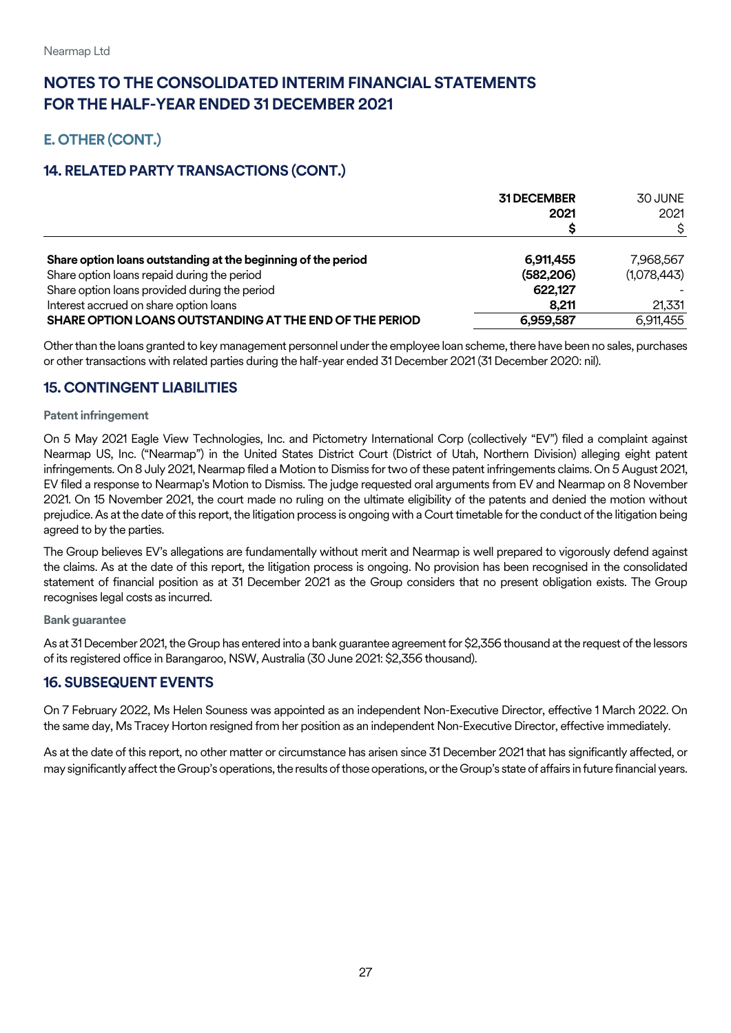# NOTES TO THE CONSOLIDATED INTERIM FINANCIAL STATEMENTS FOR THE HALF-YEAR ENDED 31 DECEMBER 2021

## E. OTHER (CONT.)

## 14. RELATED PARTY TRANSACTIONS (CONT.)

| | **31 DECEMBER 2021 $** | 30 JUNE 2021 $ |
|---|---|---|
| **Share option loans outstanding at the beginning of the period** | **6,911,455** | 7,968,567 |
| Share option loans repaid during the period | **(582,206)** | (1,078,443) |
| Share option loans provided during the period | **622,127** | - |
| Interest accrued on share option loans | **8,211** | 21,331 |
| **SHARE OPTION LOANS OUTSTANDING AT THE END OF THE PERIOD** | **6,959,587** | 6,911,455 |

Other than the loans granted to key management personnel under the employee loan scheme, there have been no sales, purchases or other transactions with related parties during the half-year ended 31 December 2021 (31 December 2020: nil).

## 15. CONTINGENT LIABILITIES

### Patent infringement

On 5 May 2021 Eagle View Technologies, Inc. and Pictometry International Corp (collectively "EV") filed a complaint against Nearmap US, Inc. ("Nearmap") in the United States District Court (District of Utah, Northern Division) alleging eight patent infringements. On 8 July 2021, Nearmap filed a Motion to Dismiss for two of these patent infringements claims. On 5 August 2021, EV filed a response to Nearmap's Motion to Dismiss. The judge requested oral arguments from EV and Nearmap on 8 November 2021. On 15 November 2021, the court made no ruling on the ultimate eligibility of the patents and denied the motion without prejudice. As at the date of this report, the litigation process is ongoing with a Court timetable for the conduct of the litigation being agreed to by the parties.

The Group believes EV's allegations are fundamentally without merit and Nearmap is well prepared to vigorously defend against the claims. As at the date of this report, the litigation process is ongoing. No provision has been recognised in the consolidated statement of financial position as at 31 December 2021 as the Group considers that no present obligation exists. The Group recognises legal costs as incurred.

### Bank guarantee

As at 31 December 2021, the Group has entered into a bank guarantee agreement for $2,356 thousand at the request of the lessors of its registered office in Barangaroo, NSW, Australia (30 June 2021: $2,356 thousand).

## 16. SUBSEQUENT EVENTS

On 7 February 2022, Ms Helen Souness was appointed as an independent Non-Executive Director, effective 1 March 2022. On the same day, Ms Tracey Horton resigned from her position as an independent Non-Executive Director, effective immediately.

As at the date of this report, no other matter or circumstance has arisen since 31 December 2021 that has significantly affected, or may significantly affect the Group's operations, the results of those operations, or the Group's state of affairs in future financial years.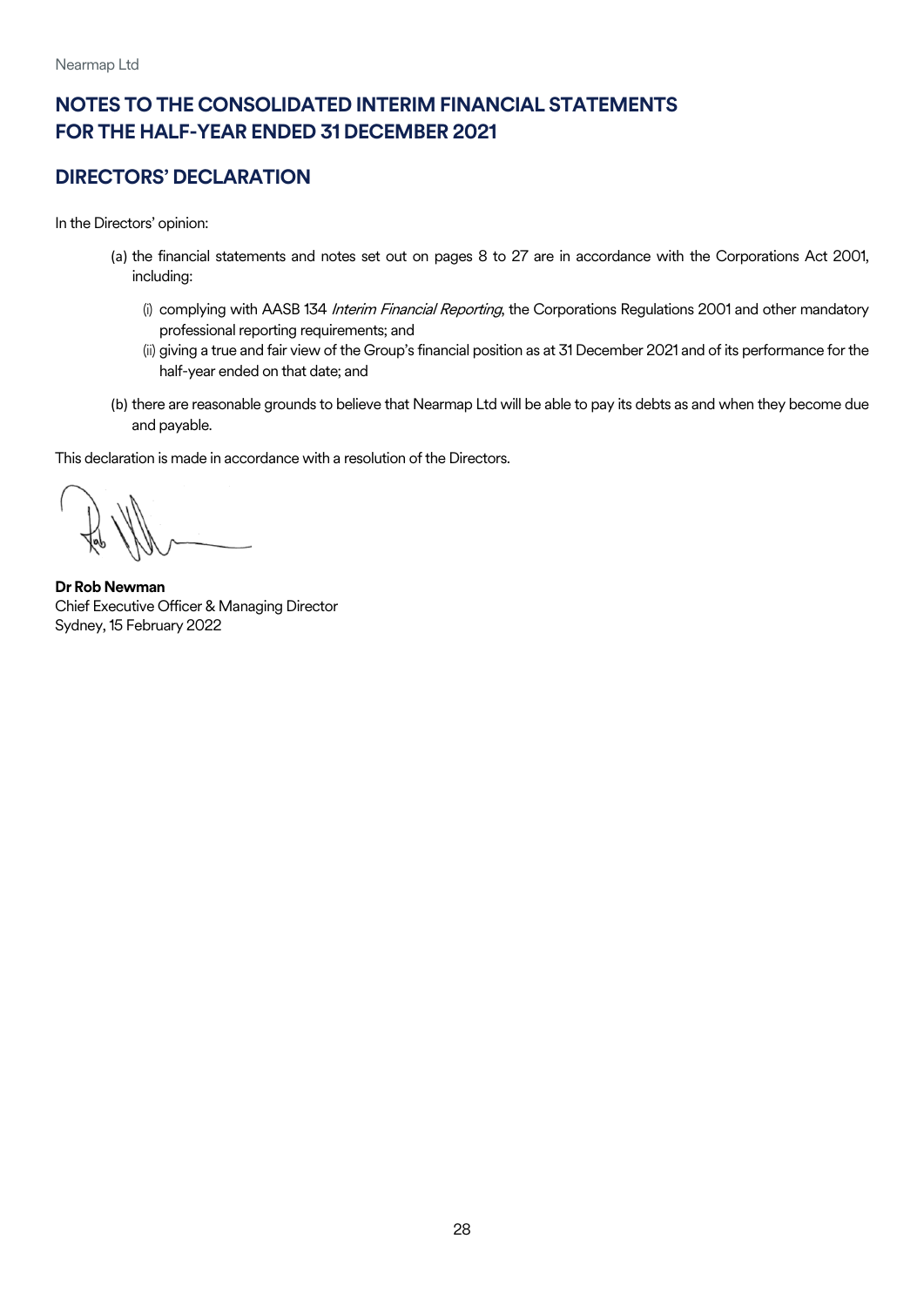# NOTES TO THE CONSOLIDATED INTERIM FINANCIAL STATEMENTS FOR THE HALF-YEAR ENDED 31 DECEMBER 2021

## DIRECTORS' DECLARATION

In the Directors' opinion:

(a) the financial statements and notes set out on pages 8 to 27 are in accordance with the Corporations Act 2001, including:

   (i) complying with AASB 134 *Interim Financial Reporting*, the Corporations Regulations 2001 and other mandatory professional reporting requirements; and

   (ii) giving a true and fair view of the Group's financial position as at 31 December 2021 and of its performance for the half-year ended on that date; and

(b) there are reasonable grounds to believe that Nearmap Ltd will be able to pay its debts as and when they become due and payable.

This declaration is made in accordance with a resolution of the Directors.

**Dr Rob Newman**
Chief Executive Officer & Managing Director
Sydney, 15 February 2022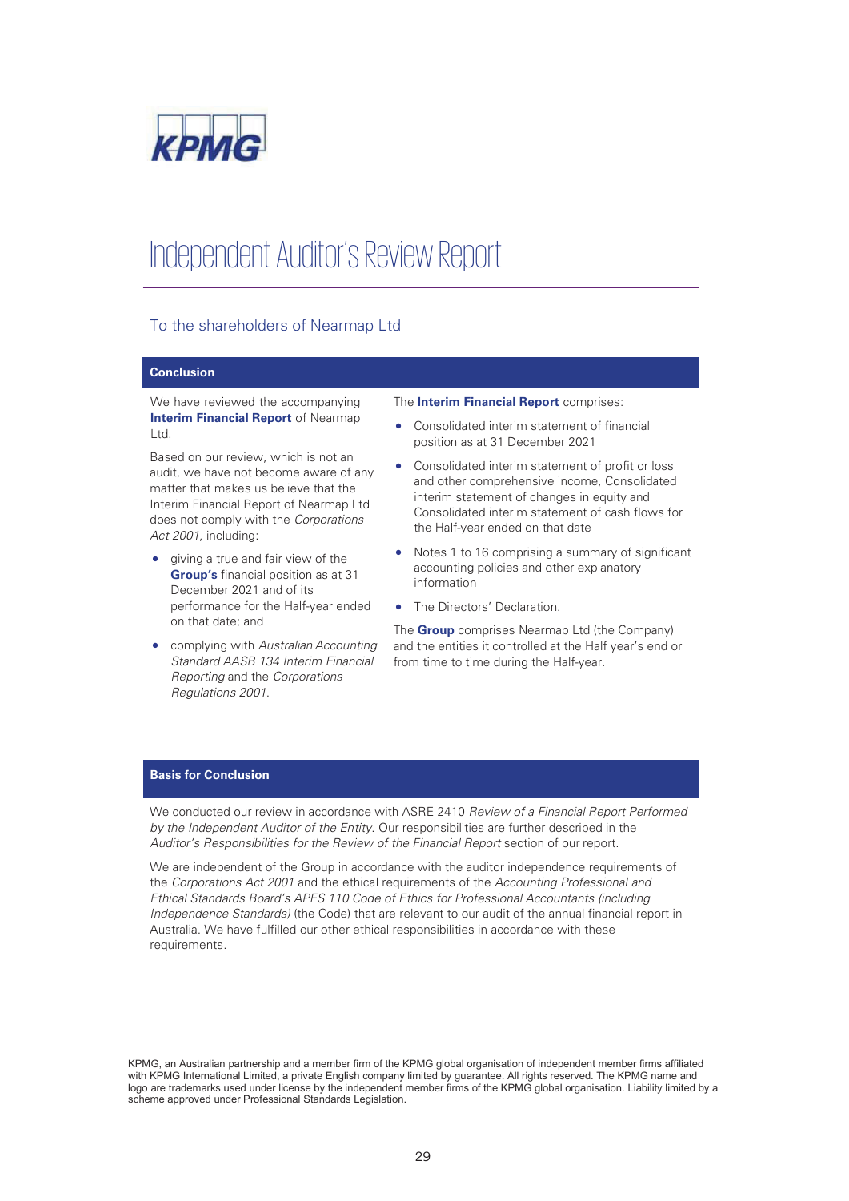# Independent Auditor's Review Report

## To the shareholders of Nearmap Ltd

### Conclusion

We have reviewed the accompanying **Interim Financial Report** of Nearmap Ltd.

Based on our review, which is not an audit, we have not become aware of any matter that makes us believe that the Interim Financial Report of Nearmap Ltd does not comply with the *Corporations Act 2001*, including:

- giving a true and fair view of the **Group's** financial position as at 31 December 2021 and of its performance for the Half-year ended on that date; and
- complying with *Australian Accounting Standard AASB 134 Interim Financial Reporting* and the *Corporations Regulations 2001*.

The **Interim Financial Report** comprises:

- Consolidated interim statement of financial position as at 31 December 2021
- Consolidated interim statement of profit or loss and other comprehensive income, Consolidated interim statement of changes in equity and Consolidated interim statement of cash flows for the Half-year ended on that date
- Notes 1 to 16 comprising a summary of significant accounting policies and other explanatory information
- The Directors' Declaration.

The **Group** comprises Nearmap Ltd (the Company) and the entities it controlled at the Half year's end or from time to time during the Half-year.

### Basis for Conclusion

We conducted our review in accordance with ASRE 2410 *Review of a Financial Report Performed by the Independent Auditor of the Entity*. Our responsibilities are further described in the *Auditor's Responsibilities for the Review of the Financial Report* section of our report.

We are independent of the Group in accordance with the auditor independence requirements of the *Corporations Act 2001* and the ethical requirements of the *Accounting Professional and Ethical Standards Board's APES 110 Code of Ethics for Professional Accountants (including Independence Standards)* (the Code) that are relevant to our audit of the annual financial report in Australia. We have fulfilled our other ethical responsibilities in accordance with these requirements.

KPMG, an Australian partnership and a member firm of the KPMG global organisation of independent member firms affiliated with KPMG International Limited, a private English company limited by guarantee. All rights reserved. The KPMG name and logo are trademarks used under license by the independent member firms of the KPMG global organisation. Liability limited by a scheme approved under Professional Standards Legislation.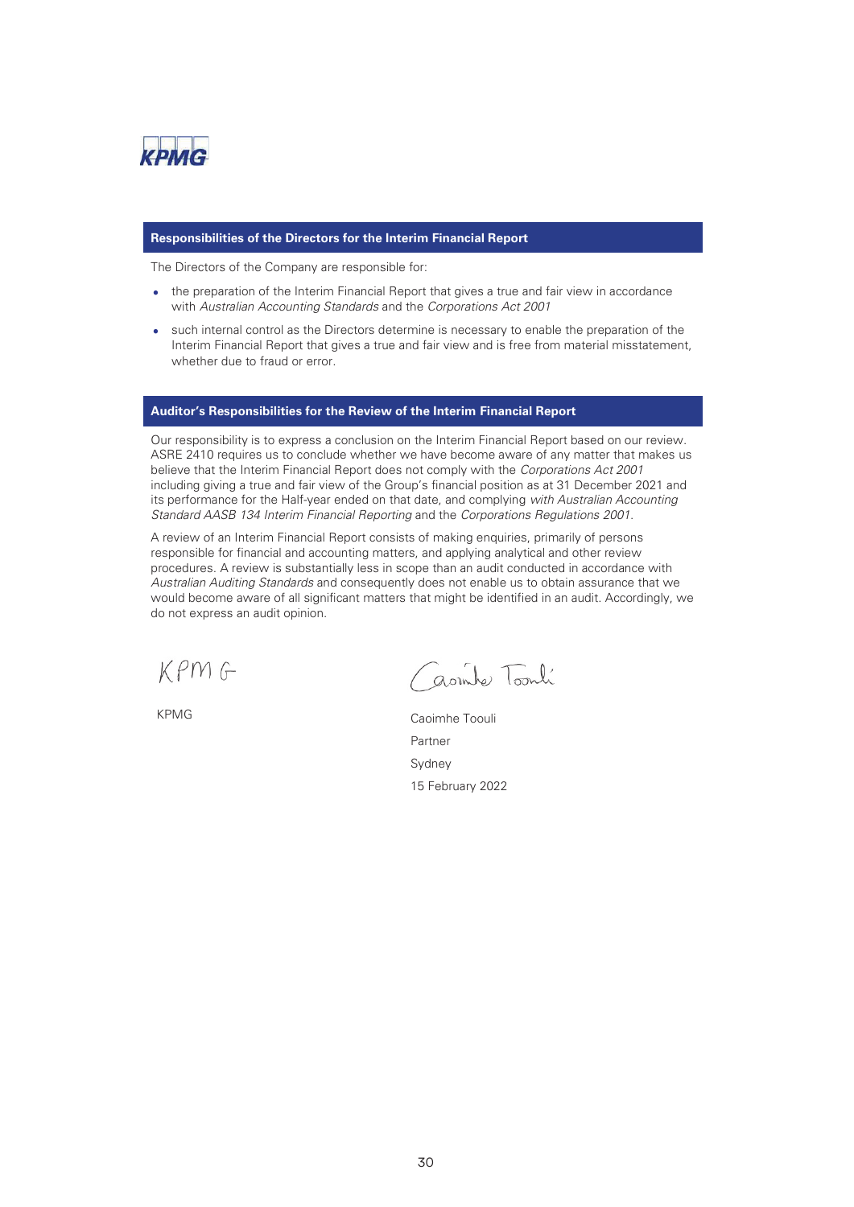KPMG

## Responsibilities of the Directors for the Interim Financial Report

The Directors of the Company are responsible for:

- the preparation of the Interim Financial Report that gives a true and fair view in accordance with *Australian Accounting Standards* and the *Corporations Act 2001*
- such internal control as the Directors determine is necessary to enable the preparation of the Interim Financial Report that gives a true and fair view and is free from material misstatement, whether due to fraud or error.

## Auditor's Responsibilities for the Review of the Interim Financial Report

Our responsibility is to express a conclusion on the Interim Financial Report based on our review. ASRE 2410 requires us to conclude whether we have become aware of any matter that makes us believe that the Interim Financial Report does not comply with the *Corporations Act 2001* including giving a true and fair view of the Group's financial position as at 31 December 2021 and its performance for the Half-year ended on that date, and complying *with Australian Accounting Standard AASB 134 Interim Financial Reporting* and the *Corporations Regulations 2001*.

A review of an Interim Financial Report consists of making enquiries, primarily of persons responsible for financial and accounting matters, and applying analytical and other review procedures. A review is substantially less in scope than an audit conducted in accordance with *Australian Auditing Standards* and consequently does not enable us to obtain assurance that we would become aware of all significant matters that might be identified in an audit. Accordingly, we do not express an audit opinion.

KPMG

Caoimhe Toouli

Partner

Sydney

15 February 2022